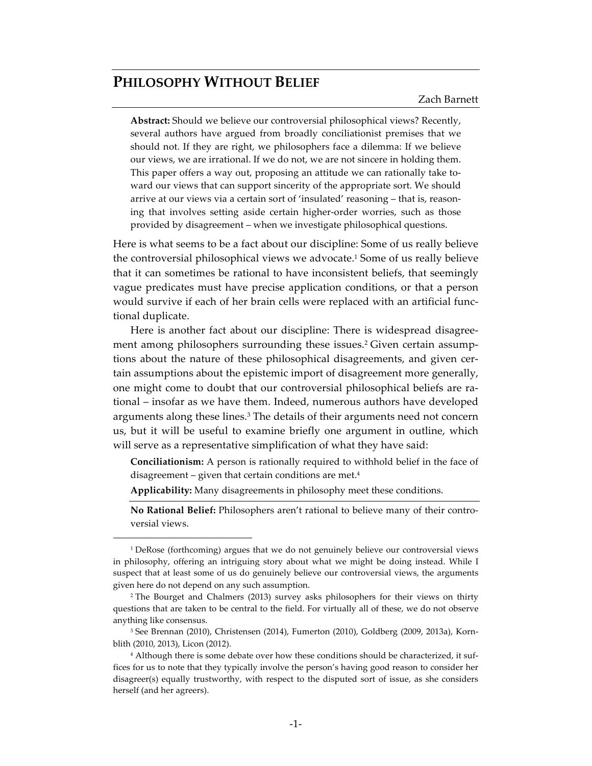# PHILOSOPHY WITHOUT BELIEF

Zach Barnett

**Abstract:** Should we believe our controversial philosophical views? Recently, several authors have argued from broadly conciliationist premises that we should not. If they are right, we philosophers face a dilemma: If we believe our views, we are irrational. If we do not, we are not sincere in holding them. This paper offers a way out, proposing an attitude we can rationally take toward our views that can support sincerity of the appropriate sort. We should arrive at our views via a certain sort of 'insulated' reasoning – that is, reasoning that involves setting aside certain higher-order worries, such as those provided by disagreement – when we investigate philosophical questions.

Here is what seems to be a fact about our discipline: Some of us really believe the controversial philosophical views we advocate.[1] Some of us really believe that it can sometimes be rational to have inconsistent beliefs, that seemingly vague predicates must have precise application conditions, or that a person would survive if each of her brain cells were replaced with an artificial functional duplicate.

Here is another fact about our discipline: There is widespread disagreement among philosophers surrounding these issues.[2] Given certain assumptions about the nature of these philosophical disagreements, and given certain assumptions about the epistemic import of disagreement more generally, one might come to doubt that our controversial philosophical beliefs are rational – insofar as we have them. Indeed, numerous authors have developed arguments along these lines.[3] The details of their arguments need not concern us, but it will be useful to examine briefly one argument in outline, which will serve as a representative simplification of what they have said:

**Conciliationism:** A person is rationally required to withhold belief in the face of disagreement – given that certain conditions are met.[4]

**Applicability:** Many disagreements in philosophy meet these conditions.

---

**No Rational Belief:** Philosophers aren't rational to believe many of their controversial views.

---

[1] DeRose (forthcoming) argues that we do not genuinely believe our controversial views in philosophy, offering an intriguing story about what we might be doing instead. While I suspect that at least some of us do genuinely believe our controversial views, the arguments given here do not depend on any such assumption.

[2] The Bourget and Chalmers (2013) survey asks philosophers for their views on thirty questions that are taken to be central to the field. For virtually all of these, we do not observe anything like consensus.

[3] See Brennan (2010), Christensen (2014), Fumerton (2010), Goldberg (2009, 2013a), Kornblith (2010, 2013), Licon (2012).

[4] Although there is some debate over how these conditions should be characterized, it suffices for us to note that they typically involve the person's having good reason to consider her disagreer(s) equally trustworthy, with respect to the disputed sort of issue, as she considers herself (and her agreers).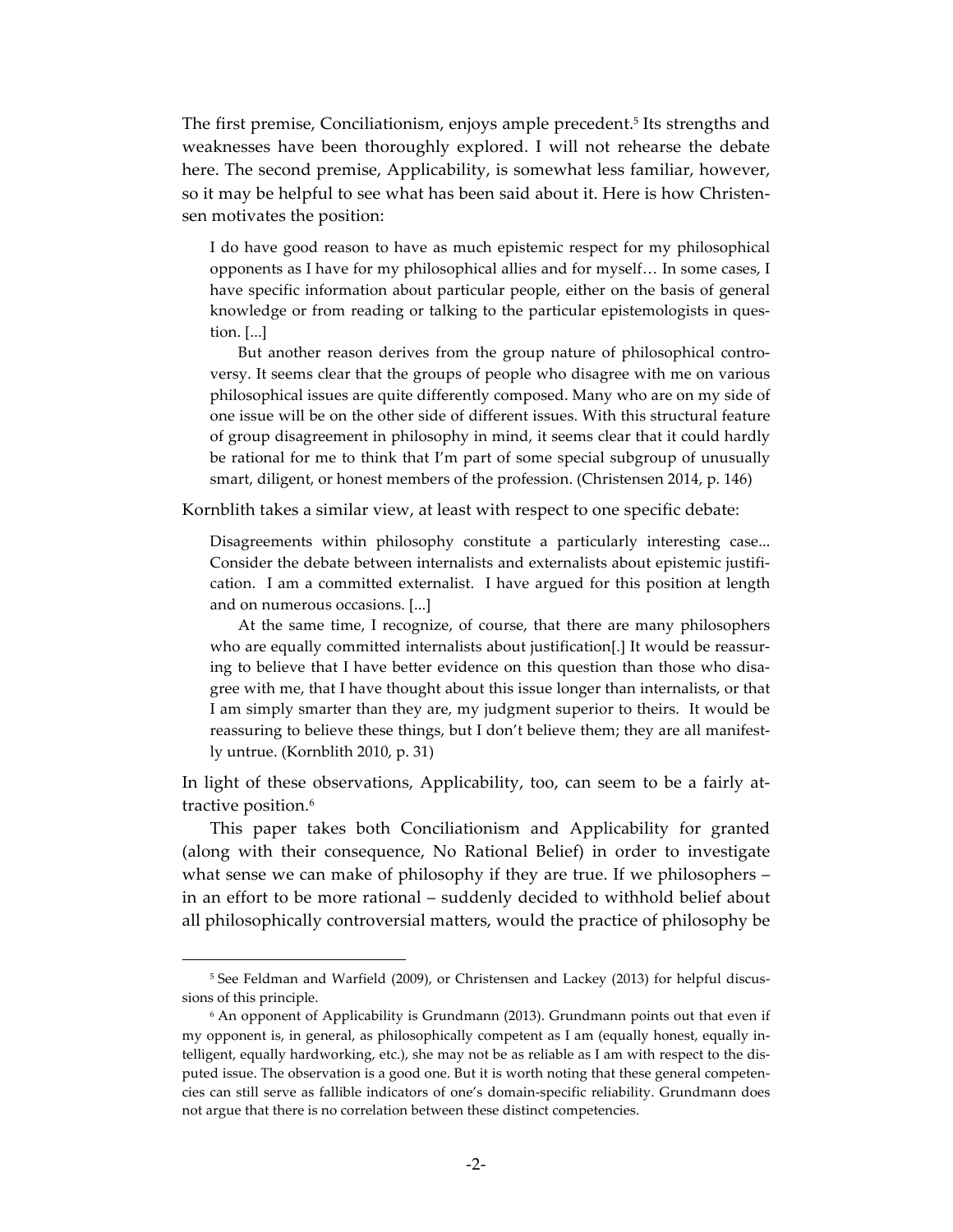The first premise, Conciliationism, enjoys ample precedent.[5] Its strengths and weaknesses have been thoroughly explored. I will not rehearse the debate here. The second premise, Applicability, is somewhat less familiar, however, so it may be helpful to see what has been said about it. Here is how Christensen motivates the position:

> I do have good reason to have as much epistemic respect for my philosophical opponents as I have for my philosophical allies and for myself… In some cases, I have specific information about particular people, either on the basis of general knowledge or from reading or talking to the particular epistemologists in question. [...]
>
> But another reason derives from the group nature of philosophical controversy. It seems clear that the groups of people who disagree with me on various philosophical issues are quite differently composed. Many who are on my side of one issue will be on the other side of different issues. With this structural feature of group disagreement in philosophy in mind, it seems clear that it could hardly be rational for me to think that I'm part of some special subgroup of unusually smart, diligent, or honest members of the profession. (Christensen 2014, p. 146)

Kornblith takes a similar view, at least with respect to one specific debate:

> Disagreements within philosophy constitute a particularly interesting case... Consider the debate between internalists and externalists about epistemic justification. I am a committed externalist. I have argued for this position at length and on numerous occasions. [...]
>
> At the same time, I recognize, of course, that there are many philosophers who are equally committed internalists about justification[.] It would be reassuring to believe that I have better evidence on this question than those who disagree with me, that I have thought about this issue longer than internalists, or that I am simply smarter than they are, my judgment superior to theirs. It would be reassuring to believe these things, but I don't believe them; they are all manifestly untrue. (Kornblith 2010, p. 31)

In light of these observations, Applicability, too, can seem to be a fairly attractive position.[6]

This paper takes both Conciliationism and Applicability for granted (along with their consequence, No Rational Belief) in order to investigate what sense we can make of philosophy if they are true. If we philosophers – in an effort to be more rational – suddenly decided to withhold belief about all philosophically controversial matters, would the practice of philosophy be

---

[5] See Feldman and Warfield (2009), or Christensen and Lackey (2013) for helpful discussions of this principle.

[6] An opponent of Applicability is Grundmann (2013). Grundmann points out that even if my opponent is, in general, as philosophically competent as I am (equally honest, equally intelligent, equally hardworking, etc.), she may not be as reliable as I am with respect to the disputed issue. The observation is a good one. But it is worth noting that these general competencies can still serve as fallible indicators of one's domain-specific reliability. Grundmann does not argue that there is no correlation between these distinct competencies.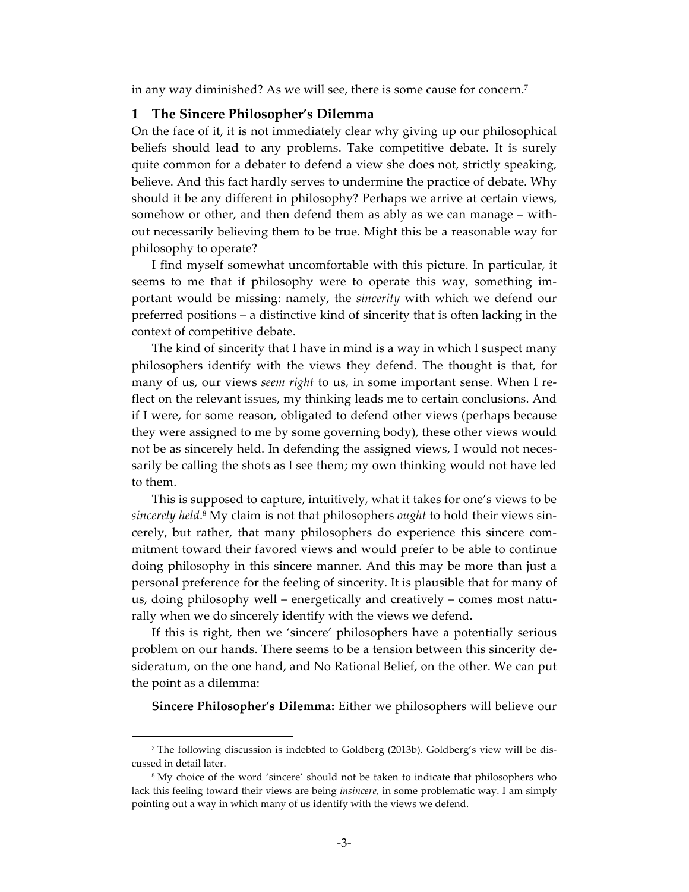in any way diminished? As we will see, there is some cause for concern.[7]

## 1 The Sincere Philosopher's Dilemma

On the face of it, it is not immediately clear why giving up our philosophical beliefs should lead to any problems. Take competitive debate. It is surely quite common for a debater to defend a view she does not, strictly speaking, believe. And this fact hardly serves to undermine the practice of debate. Why should it be any different in philosophy? Perhaps we arrive at certain views, somehow or other, and then defend them as ably as we can manage – without necessarily believing them to be true. Might this be a reasonable way for philosophy to operate?

I find myself somewhat uncomfortable with this picture. In particular, it seems to me that if philosophy were to operate this way, something important would be missing: namely, the *sincerity* with which we defend our preferred positions – a distinctive kind of sincerity that is often lacking in the context of competitive debate.

The kind of sincerity that I have in mind is a way in which I suspect many philosophers identify with the views they defend. The thought is that, for many of us, our views *seem right* to us, in some important sense. When I reflect on the relevant issues, my thinking leads me to certain conclusions. And if I were, for some reason, obligated to defend other views (perhaps because they were assigned to me by some governing body), these other views would not be as sincerely held. In defending the assigned views, I would not necessarily be calling the shots as I see them; my own thinking would not have led to them.

This is supposed to capture, intuitively, what it takes for one's views to be *sincerely held*.[8] My claim is not that philosophers *ought* to hold their views sincerely, but rather, that many philosophers do experience this sincere commitment toward their favored views and would prefer to be able to continue doing philosophy in this sincere manner. And this may be more than just a personal preference for the feeling of sincerity. It is plausible that for many of us, doing philosophy well – energetically and creatively – comes most naturally when we do sincerely identify with the views we defend.

If this is right, then we 'sincere' philosophers have a potentially serious problem on our hands. There seems to be a tension between this sincerity desideratum, on the one hand, and No Rational Belief, on the other. We can put the point as a dilemma:

**Sincere Philosopher's Dilemma:** Either we philosophers will believe our

---

[7] The following discussion is indebted to Goldberg (2013b). Goldberg's view will be discussed in detail later.

[8] My choice of the word 'sincere' should not be taken to indicate that philosophers who lack this feeling toward their views are being *insincere*, in some problematic way. I am simply pointing out a way in which many of us identify with the views we defend.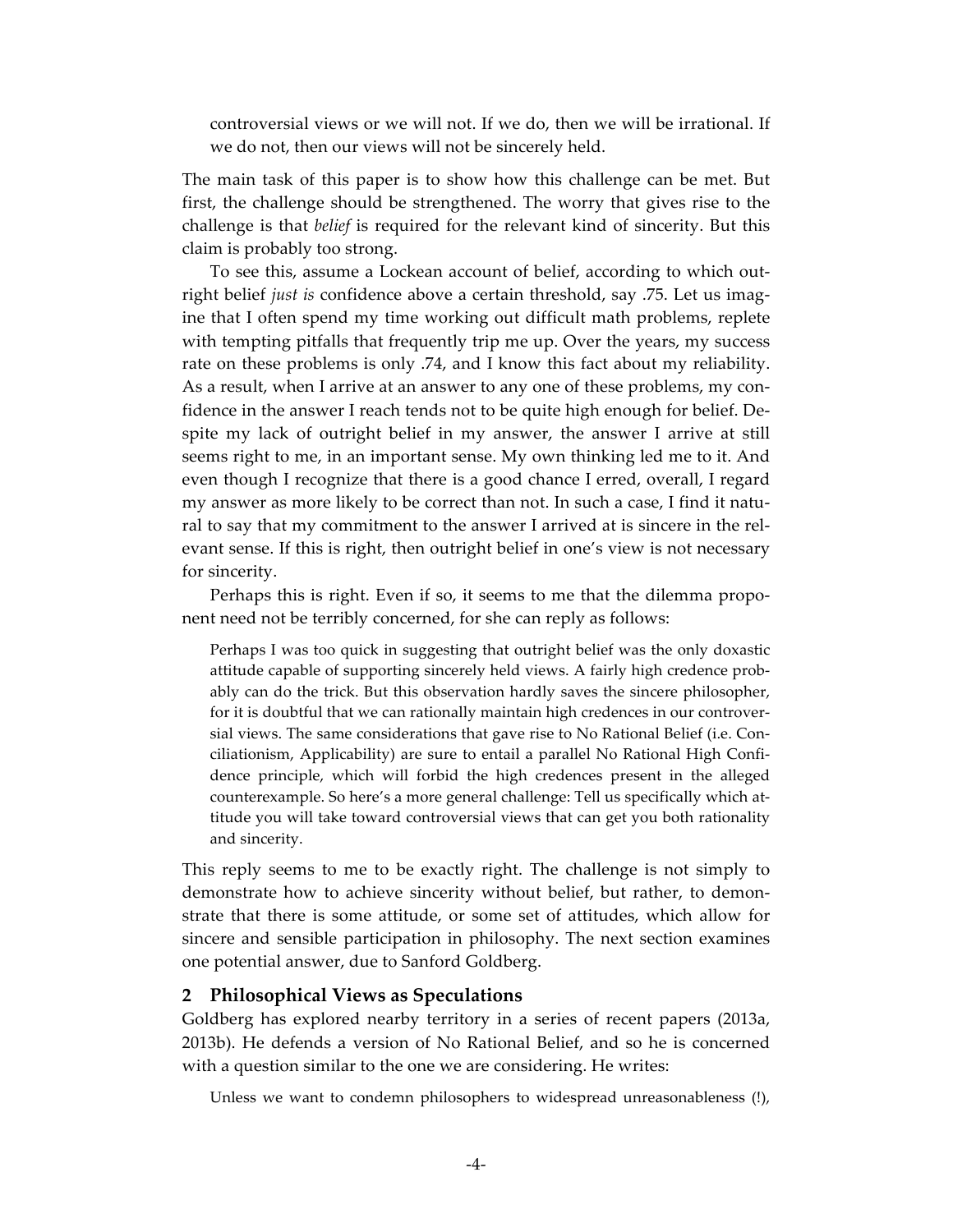> controversial views or we will not. If we do, then we will be irrational. If we do not, then our views will not be sincerely held.

The main task of this paper is to show how this challenge can be met. But first, the challenge should be strengthened. The worry that gives rise to the challenge is that *belief* is required for the relevant kind of sincerity. But this claim is probably too strong.

To see this, assume a Lockean account of belief, according to which outright belief *just is* confidence above a certain threshold, say .75. Let us imagine that I often spend my time working out difficult math problems, replete with tempting pitfalls that frequently trip me up. Over the years, my success rate on these problems is only .74, and I know this fact about my reliability. As a result, when I arrive at an answer to any one of these problems, my confidence in the answer I reach tends not to be quite high enough for belief. Despite my lack of outright belief in my answer, the answer I arrive at still seems right to me, in an important sense. My own thinking led me to it. And even though I recognize that there is a good chance I erred, overall, I regard my answer as more likely to be correct than not. In such a case, I find it natural to say that my commitment to the answer I arrived at is sincere in the relevant sense. If this is right, then outright belief in one's view is not necessary for sincerity.

Perhaps this is right. Even if so, it seems to me that the dilemma proponent need not be terribly concerned, for she can reply as follows:

> Perhaps I was too quick in suggesting that outright belief was the only doxastic attitude capable of supporting sincerely held views. A fairly high credence probably can do the trick. But this observation hardly saves the sincere philosopher, for it is doubtful that we can rationally maintain high credences in our controversial views. The same considerations that gave rise to No Rational Belief (i.e. Conciliationism, Applicability) are sure to entail a parallel No Rational High Confidence principle, which will forbid the high credences present in the alleged counterexample. So here's a more general challenge: Tell us specifically which attitude you will take toward controversial views that can get you both rationality and sincerity.

This reply seems to me to be exactly right. The challenge is not simply to demonstrate how to achieve sincerity without belief, but rather, to demonstrate that there is some attitude, or some set of attitudes, which allow for sincere and sensible participation in philosophy. The next section examines one potential answer, due to Sanford Goldberg.

## 2 Philosophical Views as Speculations

Goldberg has explored nearby territory in a series of recent papers (2013a, 2013b). He defends a version of No Rational Belief, and so he is concerned with a question similar to the one we are considering. He writes:

> Unless we want to condemn philosophers to widespread unreasonableness (!),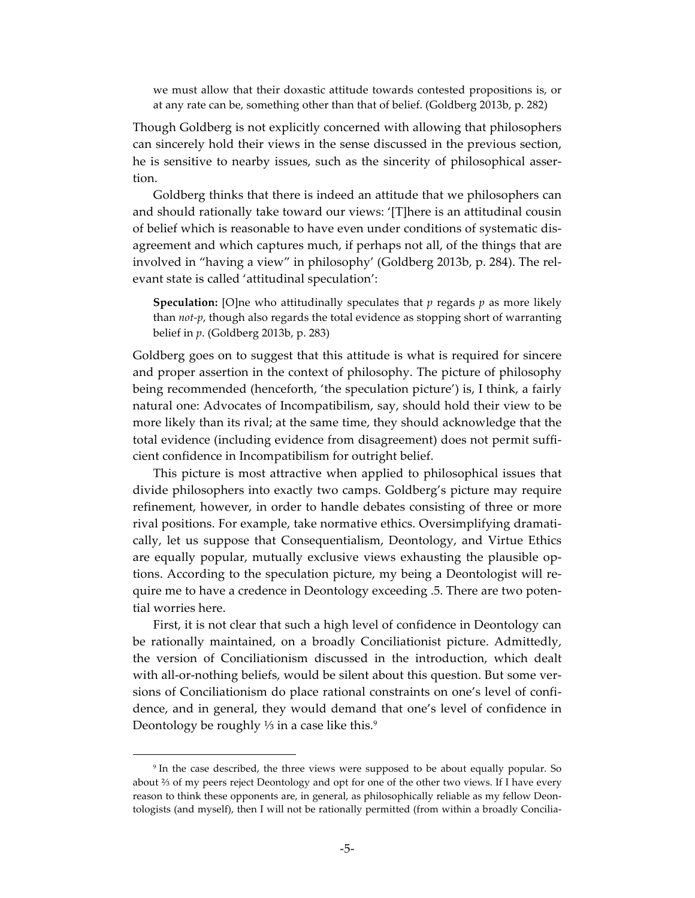> we must allow that their doxastic attitude towards contested propositions is, or at any rate can be, something other than that of belief. (Goldberg 2013b, p. 282)

Though Goldberg is not explicitly concerned with allowing that philosophers can sincerely hold their views in the sense discussed in the previous section, he is sensitive to nearby issues, such as the sincerity of philosophical assertion.

Goldberg thinks that there is indeed an attitude that we philosophers can and should rationally take toward our views: '[T]here is an attitudinal cousin of belief which is reasonable to have even under conditions of systematic disagreement and which captures much, if perhaps not all, of the things that are involved in "having a view" in philosophy' (Goldberg 2013b, p. 284). The relevant state is called 'attitudinal speculation':

> **Speculation:** [O]ne who attitudinally speculates that *p* regards *p* as more likely than *not-p*, though also regards the total evidence as stopping short of warranting belief in *p*. (Goldberg 2013b, p. 283)

Goldberg goes on to suggest that this attitude is what is required for sincere and proper assertion in the context of philosophy. The picture of philosophy being recommended (henceforth, 'the speculation picture') is, I think, a fairly natural one: Advocates of Incompatibilism, say, should hold their view to be more likely than its rival; at the same time, they should acknowledge that the total evidence (including evidence from disagreement) does not permit sufficient confidence in Incompatibilism for outright belief.

This picture is most attractive when applied to philosophical issues that divide philosophers into exactly two camps. Goldberg's picture may require refinement, however, in order to handle debates consisting of three or more rival positions. For example, take normative ethics. Oversimplifying dramatically, let us suppose that Consequentialism, Deontology, and Virtue Ethics are equally popular, mutually exclusive views exhausting the plausible options. According to the speculation picture, my being a Deontologist will require me to have a credence in Deontology exceeding .5. There are two potential worries here.

First, it is not clear that such a high level of confidence in Deontology can be rationally maintained, on a broadly Conciliationist picture. Admittedly, the version of Conciliationism discussed in the introduction, which dealt with all-or-nothing beliefs, would be silent about this question. But some versions of Conciliationism do place rational constraints on one's level of confidence, and in general, they would demand that one's level of confidence in Deontology be roughly ⅓ in a case like this.[9]

[9] In the case described, the three views were supposed to be about equally popular. So about ⅔ of my peers reject Deontology and opt for one of the other two views. If I have every reason to think these opponents are, in general, as philosophically reliable as my fellow Deontologists (and myself), then I will not be rationally permitted (from within a broadly Concilia-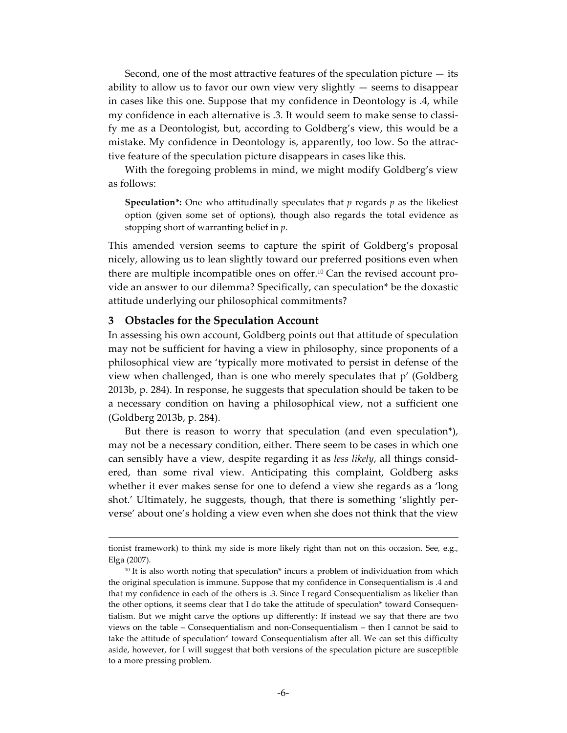Second, one of the most attractive features of the speculation picture — its ability to allow us to favor our own view very slightly — seems to disappear in cases like this one. Suppose that my confidence in Deontology is .4, while my confidence in each alternative is .3. It would seem to make sense to classify me as a Deontologist, but, according to Goldberg's view, this would be a mistake. My confidence in Deontology is, apparently, too low. So the attractive feature of the speculation picture disappears in cases like this.

With the foregoing problems in mind, we might modify Goldberg's view as follows:

> **Speculation\*:** One who attitudinally speculates that *p* regards *p* as the likeliest option (given some set of options), though also regards the total evidence as stopping short of warranting belief in *p*.

This amended version seems to capture the spirit of Goldberg's proposal nicely, allowing us to lean slightly toward our preferred positions even when there are multiple incompatible ones on offer.[10] Can the revised account provide an answer to our dilemma? Specifically, can speculation* be the doxastic attitude underlying our philosophical commitments?

## 3 Obstacles for the Speculation Account

In assessing his own account, Goldberg points out that attitude of speculation may not be sufficient for having a view in philosophy, since proponents of a philosophical view are 'typically more motivated to persist in defense of the view when challenged, than is one who merely speculates that p' (Goldberg 2013b, p. 284). In response, he suggests that speculation should be taken to be a necessary condition on having a philosophical view, not a sufficient one (Goldberg 2013b, p. 284).

But there is reason to worry that speculation (and even speculation*), may not be a necessary condition, either. There seem to be cases in which one can sensibly have a view, despite regarding it as *less likely*, all things considered, than some rival view. Anticipating this complaint, Goldberg asks whether it ever makes sense for one to defend a view she regards as a 'long shot.' Ultimately, he suggests, though, that there is something 'slightly perverse' about one's holding a view even when she does not think that the view

---

tionist framework) to think my side is more likely right than not on this occasion. See, e.g., Elga (2007).

[10] It is also worth noting that speculation* incurs a problem of individuation from which the original speculation is immune. Suppose that my confidence in Consequentialism is .4 and that my confidence in each of the others is .3. Since I regard Consequentialism as likelier than the other options, it seems clear that I do take the attitude of speculation* toward Consequentialism. But we might carve the options up differently: If instead we say that there are two views on the table – Consequentialism and non-Consequentialism – then I cannot be said to take the attitude of speculation* toward Consequentialism after all. We can set this difficulty aside, however, for I will suggest that both versions of the speculation picture are susceptible to a more pressing problem.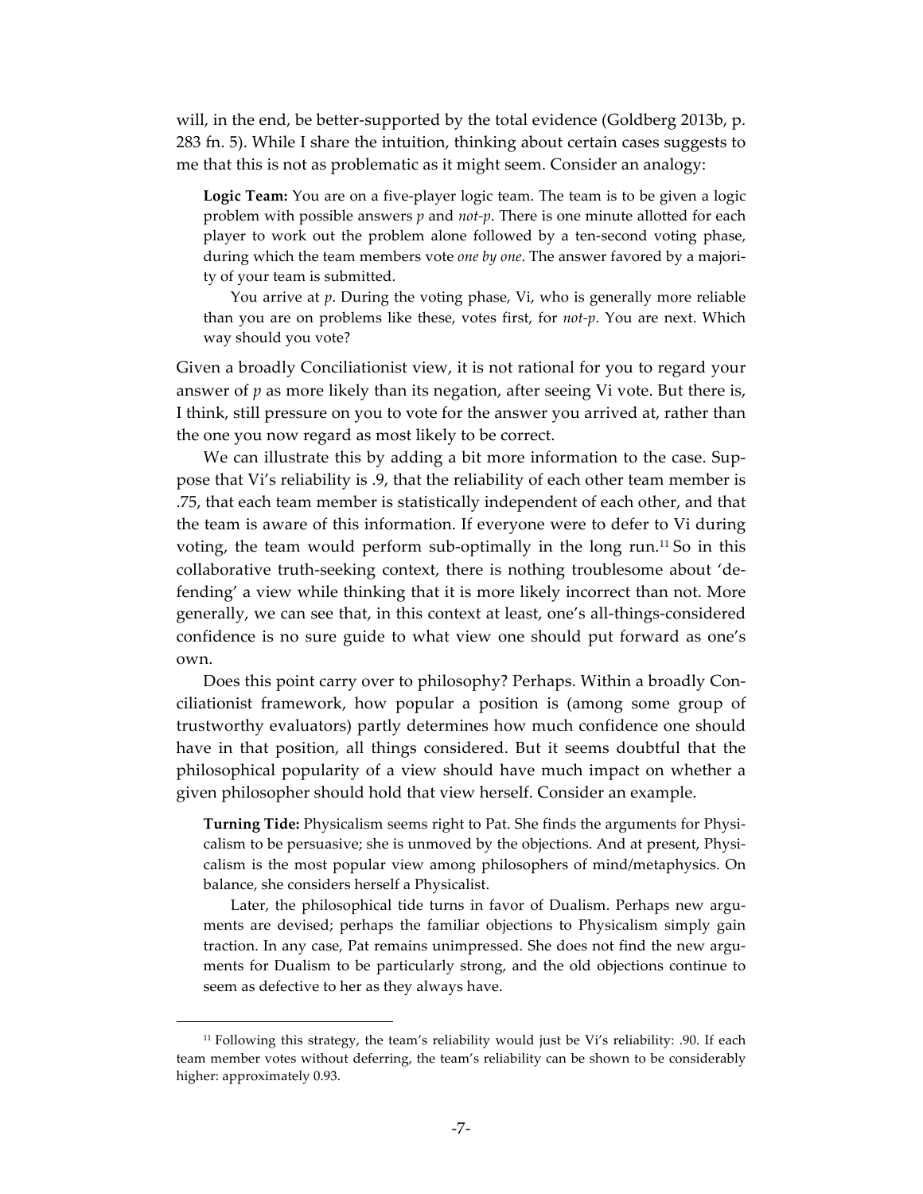will, in the end, be better-supported by the total evidence (Goldberg 2013b, p. 283 fn. 5). While I share the intuition, thinking about certain cases suggests to me that this is not as problematic as it might seem. Consider an analogy:

> **Logic Team:** You are on a five-player logic team. The team is to be given a logic problem with possible answers *p* and *not-p*. There is one minute allotted for each player to work out the problem alone followed by a ten-second voting phase, during which the team members vote *one by one*. The answer favored by a majority of your team is submitted.
>
> You arrive at *p*. During the voting phase, Vi, who is generally more reliable than you are on problems like these, votes first, for *not-p*. You are next. Which way should you vote?

Given a broadly Conciliationist view, it is not rational for you to regard your answer of *p* as more likely than its negation, after seeing Vi vote. But there is, I think, still pressure on you to vote for the answer you arrived at, rather than the one you now regard as most likely to be correct.

We can illustrate this by adding a bit more information to the case. Suppose that Vi's reliability is .9, that the reliability of each other team member is .75, that each team member is statistically independent of each other, and that the team is aware of this information. If everyone were to defer to Vi during voting, the team would perform sub-optimally in the long run.[11] So in this collaborative truth-seeking context, there is nothing troublesome about 'defending' a view while thinking that it is more likely incorrect than not. More generally, we can see that, in this context at least, one's all-things-considered confidence is no sure guide to what view one should put forward as one's own.

Does this point carry over to philosophy? Perhaps. Within a broadly Conciliationist framework, how popular a position is (among some group of trustworthy evaluators) partly determines how much confidence one should have in that position, all things considered. But it seems doubtful that the philosophical popularity of a view should have much impact on whether a given philosopher should hold that view herself. Consider an example.

> **Turning Tide:** Physicalism seems right to Pat. She finds the arguments for Physicalism to be persuasive; she is unmoved by the objections. And at present, Physicalism is the most popular view among philosophers of mind/metaphysics. On balance, she considers herself a Physicalist.
>
> Later, the philosophical tide turns in favor of Dualism. Perhaps new arguments are devised; perhaps the familiar objections to Physicalism simply gain traction. In any case, Pat remains unimpressed. She does not find the new arguments for Dualism to be particularly strong, and the old objections continue to seem as defective to her as they always have.

---

[11] Following this strategy, the team's reliability would just be Vi's reliability: .90. If each team member votes without deferring, the team's reliability can be shown to be considerably higher: approximately 0.93.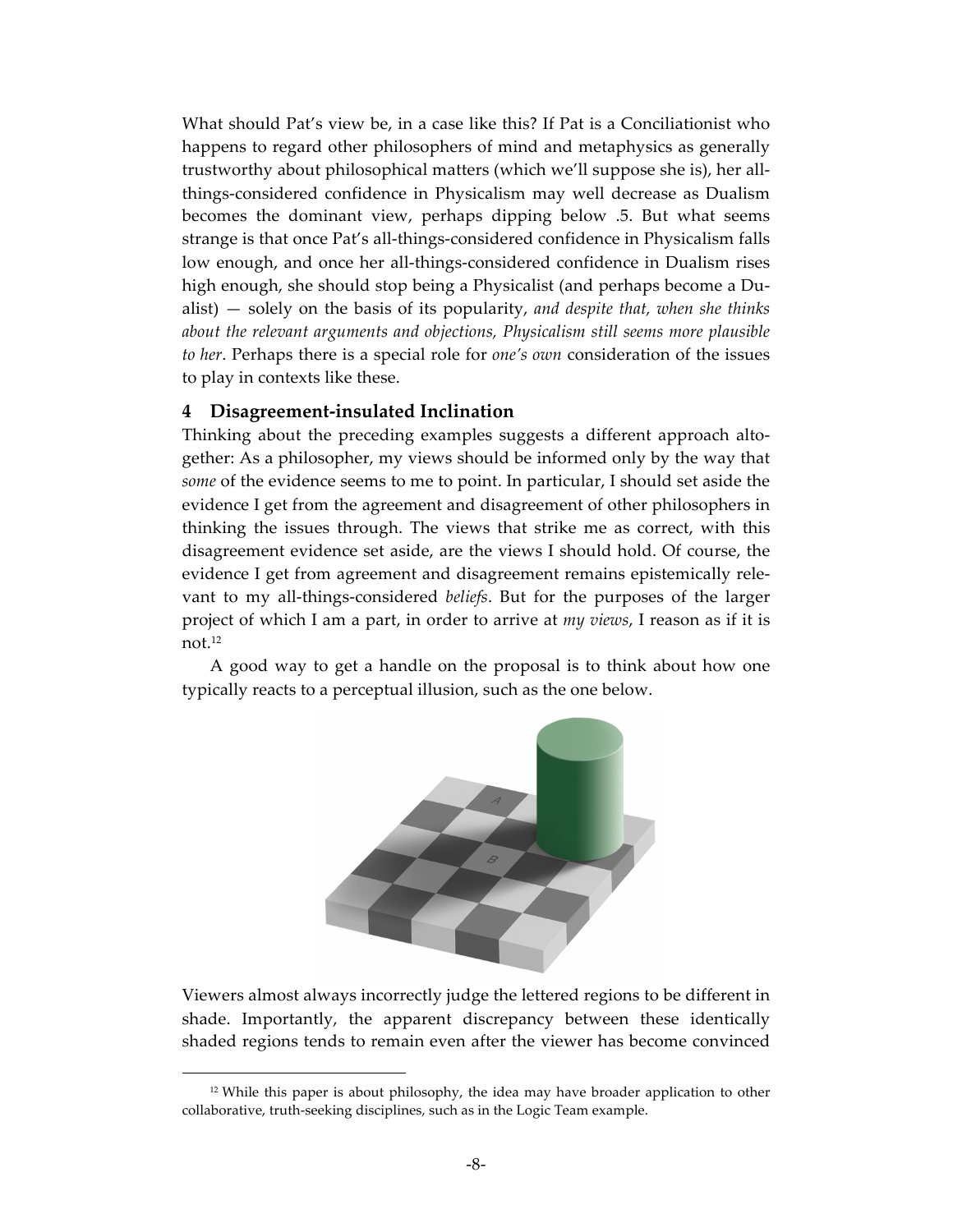What should Pat's view be, in a case like this? If Pat is a Conciliationist who happens to regard other philosophers of mind and metaphysics as generally trustworthy about philosophical matters (which we'll suppose she is), her all-things-considered confidence in Physicalism may well decrease as Dualism becomes the dominant view, perhaps dipping below .5. But what seems strange is that once Pat's all-things-considered confidence in Physicalism falls low enough, and once her all-things-considered confidence in Dualism rises high enough, she should stop being a Physicalist (and perhaps become a Dualist) — solely on the basis of its popularity, *and despite that, when she thinks about the relevant arguments and objections, Physicalism still seems more plausible to her*. Perhaps there is a special role for *one's own* consideration of the issues to play in contexts like these.

## 4 Disagreement-insulated Inclination

Thinking about the preceding examples suggests a different approach altogether: As a philosopher, my views should be informed only by the way that *some* of the evidence seems to me to point. In particular, I should set aside the evidence I get from the agreement and disagreement of other philosophers in thinking the issues through. The views that strike me as correct, with this disagreement evidence set aside, are the views I should hold. Of course, the evidence I get from agreement and disagreement remains epistemically relevant to my all-things-considered *beliefs*. But for the purposes of the larger project of which I am a part, in order to arrive at *my views*, I reason as if it is not.[12]

A good way to get a handle on the proposal is to think about how one typically reacts to a perceptual illusion, such as the one below.

Viewers almost always incorrectly judge the lettered regions to be different in shade. Importantly, the apparent discrepancy between these identically shaded regions tends to remain even after the viewer has become convinced

[12] While this paper is about philosophy, the idea may have broader application to other collaborative, truth-seeking disciplines, such as in the Logic Team example.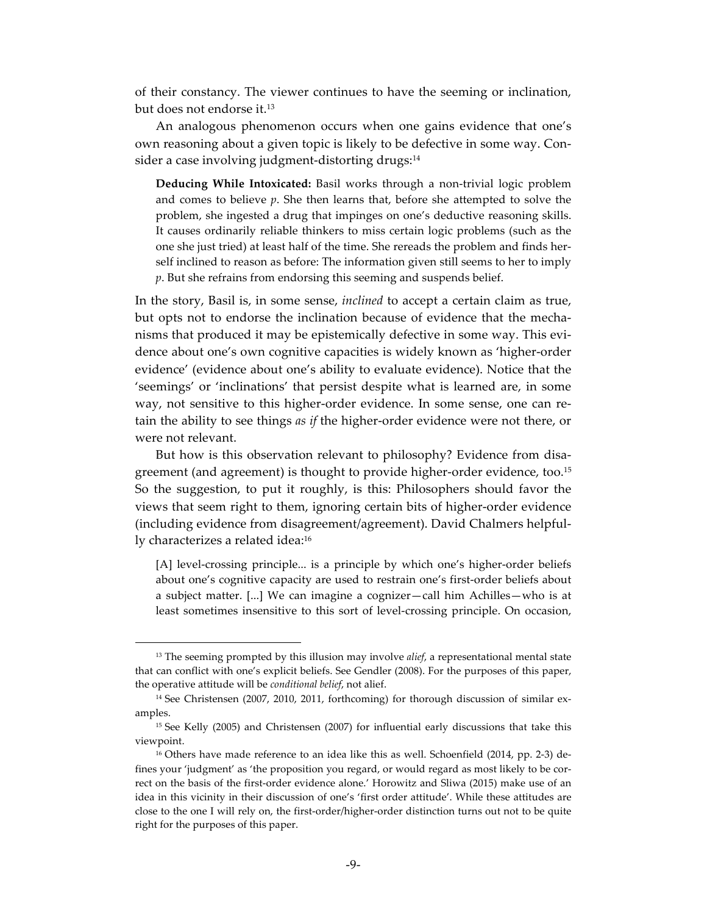of their constancy. The viewer continues to have the seeming or inclination, but does not endorse it.[13]

An analogous phenomenon occurs when one gains evidence that one's own reasoning about a given topic is likely to be defective in some way. Consider a case involving judgment-distorting drugs:[14]

> **Deducing While Intoxicated:** Basil works through a non-trivial logic problem and comes to believe *p*. She then learns that, before she attempted to solve the problem, she ingested a drug that impinges on one's deductive reasoning skills. It causes ordinarily reliable thinkers to miss certain logic problems (such as the one she just tried) at least half of the time. She rereads the problem and finds herself inclined to reason as before: The information given still seems to her to imply *p*. But she refrains from endorsing this seeming and suspends belief.

In the story, Basil is, in some sense, *inclined* to accept a certain claim as true, but opts not to endorse the inclination because of evidence that the mechanisms that produced it may be epistemically defective in some way. This evidence about one's own cognitive capacities is widely known as 'higher-order evidence' (evidence about one's ability to evaluate evidence). Notice that the 'seemings' or 'inclinations' that persist despite what is learned are, in some way, not sensitive to this higher-order evidence. In some sense, one can retain the ability to see things *as if* the higher-order evidence were not there, or were not relevant.

But how is this observation relevant to philosophy? Evidence from disagreement (and agreement) is thought to provide higher-order evidence, too.[15] So the suggestion, to put it roughly, is this: Philosophers should favor the views that seem right to them, ignoring certain bits of higher-order evidence (including evidence from disagreement/agreement). David Chalmers helpfully characterizes a related idea:[16]

> [A] level-crossing principle... is a principle by which one's higher-order beliefs about one's cognitive capacity are used to restrain one's first-order beliefs about a subject matter. [...] We can imagine a cognizer—call him Achilles—who is at least sometimes insensitive to this sort of level-crossing principle. On occasion,

---

[13] The seeming prompted by this illusion may involve *alief*, a representational mental state that can conflict with one's explicit beliefs. See Gendler (2008). For the purposes of this paper, the operative attitude will be *conditional belief*, not alief.

[14] See Christensen (2007, 2010, 2011, forthcoming) for thorough discussion of similar examples.

[15] See Kelly (2005) and Christensen (2007) for influential early discussions that take this viewpoint.

[16] Others have made reference to an idea like this as well. Schoenfield (2014, pp. 2-3) defines your 'judgment' as 'the proposition you regard, or would regard as most likely to be correct on the basis of the first-order evidence alone.' Horowitz and Sliwa (2015) make use of an idea in this vicinity in their discussion of one's 'first order attitude'. While these attitudes are close to the one I will rely on, the first-order/higher-order distinction turns out not to be quite right for the purposes of this paper.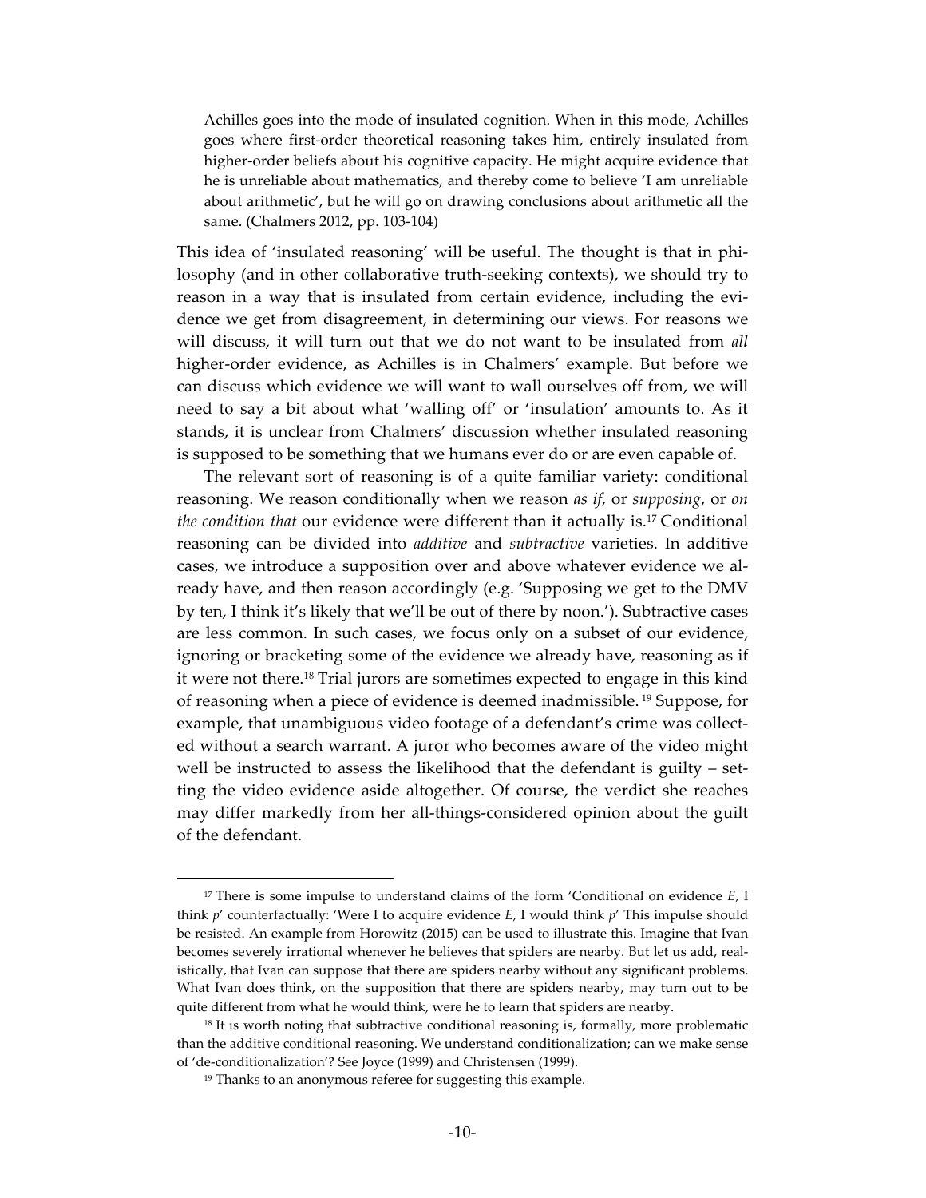> Achilles goes into the mode of insulated cognition. When in this mode, Achilles goes where first-order theoretical reasoning takes him, entirely insulated from higher-order beliefs about his cognitive capacity. He might acquire evidence that he is unreliable about mathematics, and thereby come to believe 'I am unreliable about arithmetic', but he will go on drawing conclusions about arithmetic all the same. (Chalmers 2012, pp. 103-104)

This idea of 'insulated reasoning' will be useful. The thought is that in philosophy (and in other collaborative truth-seeking contexts), we should try to reason in a way that is insulated from certain evidence, including the evidence we get from disagreement, in determining our views. For reasons we will discuss, it will turn out that we do not want to be insulated from *all* higher-order evidence, as Achilles is in Chalmers' example. But before we can discuss which evidence we will want to wall ourselves off from, we will need to say a bit about what 'walling off' or 'insulation' amounts to. As it stands, it is unclear from Chalmers' discussion whether insulated reasoning is supposed to be something that we humans ever do or are even capable of.

The relevant sort of reasoning is of a quite familiar variety: conditional reasoning. We reason conditionally when we reason *as if*, or *supposing*, or *on the condition that* our evidence were different than it actually is.[17] Conditional reasoning can be divided into *additive* and *subtractive* varieties. In additive cases, we introduce a supposition over and above whatever evidence we already have, and then reason accordingly (e.g. 'Supposing we get to the DMV by ten, I think it's likely that we'll be out of there by noon.'). Subtractive cases are less common. In such cases, we focus only on a subset of our evidence, ignoring or bracketing some of the evidence we already have, reasoning as if it were not there.[18] Trial jurors are sometimes expected to engage in this kind of reasoning when a piece of evidence is deemed inadmissible.[19] Suppose, for example, that unambiguous video footage of a defendant's crime was collected without a search warrant. A juror who becomes aware of the video might well be instructed to assess the likelihood that the defendant is guilty – setting the video evidence aside altogether. Of course, the verdict she reaches may differ markedly from her all-things-considered opinion about the guilt of the defendant.

---

[17] There is some impulse to understand claims of the form 'Conditional on evidence *E*, I think *p*' counterfactually: 'Were I to acquire evidence *E*, I would think *p*' This impulse should be resisted. An example from Horowitz (2015) can be used to illustrate this. Imagine that Ivan becomes severely irrational whenever he believes that spiders are nearby. But let us add, realistically, that Ivan can suppose that there are spiders nearby without any significant problems. What Ivan does think, on the supposition that there are spiders nearby, may turn out to be quite different from what he would think, were he to learn that spiders are nearby.

[18] It is worth noting that subtractive conditional reasoning is, formally, more problematic than the additive conditional reasoning. We understand conditionalization; can we make sense of 'de-conditionalization'? See Joyce (1999) and Christensen (1999).

[19] Thanks to an anonymous referee for suggesting this example.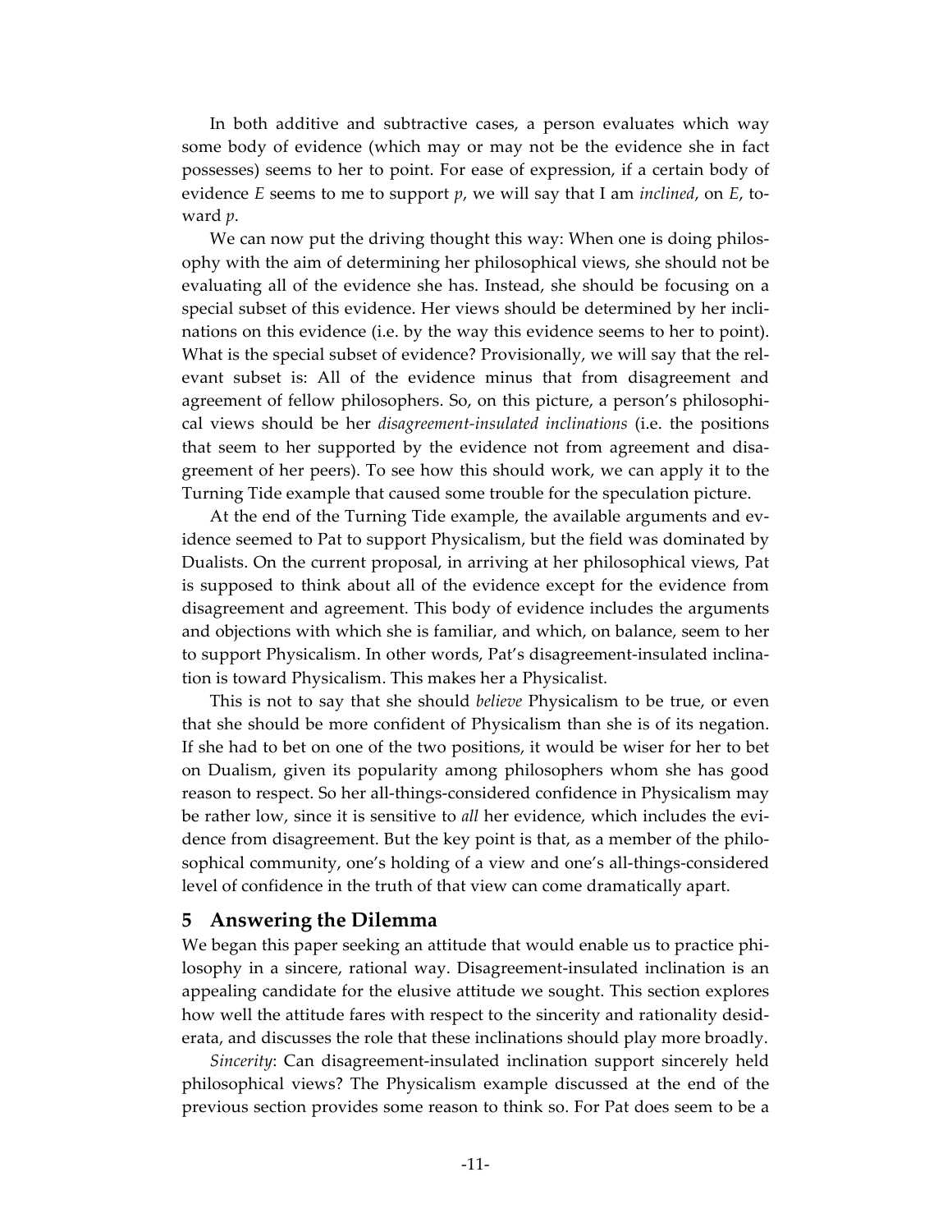In both additive and subtractive cases, a person evaluates which way some body of evidence (which may or may not be the evidence she in fact possesses) seems to her to point. For ease of expression, if a certain body of evidence $E$ seems to me to support $p$, we will say that I am *inclined*, on $E$, toward $p$.

We can now put the driving thought this way: When one is doing philosophy with the aim of determining her philosophical views, she should not be evaluating all of the evidence she has. Instead, she should be focusing on a special subset of this evidence. Her views should be determined by her inclinations on this evidence (i.e. by the way this evidence seems to her to point). What is the special subset of evidence? Provisionally, we will say that the relevant subset is: All of the evidence minus that from disagreement and agreement of fellow philosophers. So, on this picture, a person's philosophical views should be her *disagreement-insulated inclinations* (i.e. the positions that seem to her supported by the evidence not from agreement and disagreement of her peers). To see how this should work, we can apply it to the Turning Tide example that caused some trouble for the speculation picture.

At the end of the Turning Tide example, the available arguments and evidence seemed to Pat to support Physicalism, but the field was dominated by Dualists. On the current proposal, in arriving at her philosophical views, Pat is supposed to think about all of the evidence except for the evidence from disagreement and agreement. This body of evidence includes the arguments and objections with which she is familiar, and which, on balance, seem to her to support Physicalism. In other words, Pat's disagreement-insulated inclination is toward Physicalism. This makes her a Physicalist.

This is not to say that she should *believe* Physicalism to be true, or even that she should be more confident of Physicalism than she is of its negation. If she had to bet on one of the two positions, it would be wiser for her to bet on Dualism, given its popularity among philosophers whom she has good reason to respect. So her all-things-considered confidence in Physicalism may be rather low, since it is sensitive to *all* her evidence, which includes the evidence from disagreement. But the key point is that, as a member of the philosophical community, one's holding of a view and one's all-things-considered level of confidence in the truth of that view can come dramatically apart.

## 5 Answering the Dilemma

We began this paper seeking an attitude that would enable us to practice philosophy in a sincere, rational way. Disagreement-insulated inclination is an appealing candidate for the elusive attitude we sought. This section explores how well the attitude fares with respect to the sincerity and rationality desiderata, and discusses the role that these inclinations should play more broadly.

*Sincerity*: Can disagreement-insulated inclination support sincerely held philosophical views? The Physicalism example discussed at the end of the previous section provides some reason to think so. For Pat does seem to be a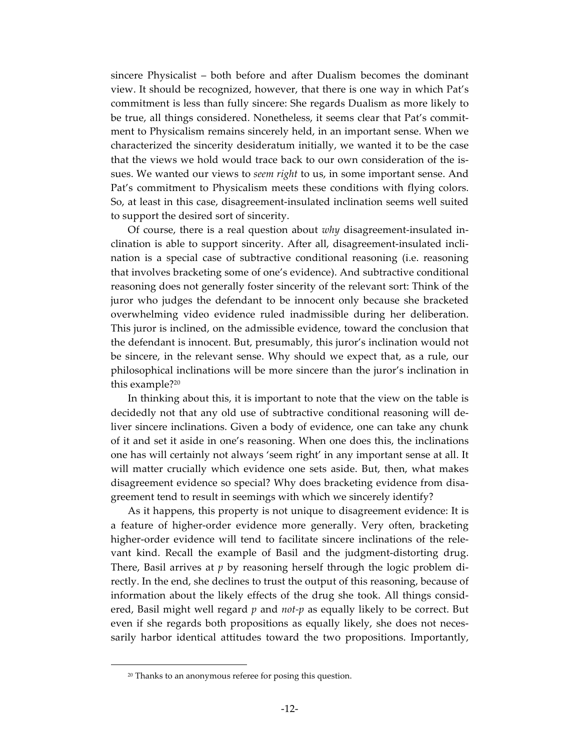sincere Physicalist – both before and after Dualism becomes the dominant view. It should be recognized, however, that there is one way in which Pat's commitment is less than fully sincere: She regards Dualism as more likely to be true, all things considered. Nonetheless, it seems clear that Pat's commitment to Physicalism remains sincerely held, in an important sense. When we characterized the sincerity desideratum initially, we wanted it to be the case that the views we hold would trace back to our own consideration of the issues. We wanted our views to *seem right* to us, in some important sense. And Pat's commitment to Physicalism meets these conditions with flying colors. So, at least in this case, disagreement-insulated inclination seems well suited to support the desired sort of sincerity.

Of course, there is a real question about *why* disagreement-insulated inclination is able to support sincerity. After all, disagreement-insulated inclination is a special case of subtractive conditional reasoning (i.e. reasoning that involves bracketing some of one's evidence). And subtractive conditional reasoning does not generally foster sincerity of the relevant sort: Think of the juror who judges the defendant to be innocent only because she bracketed overwhelming video evidence ruled inadmissible during her deliberation. This juror is inclined, on the admissible evidence, toward the conclusion that the defendant is innocent. But, presumably, this juror's inclination would not be sincere, in the relevant sense. Why should we expect that, as a rule, our philosophical inclinations will be more sincere than the juror's inclination in this example?[20]

In thinking about this, it is important to note that the view on the table is decidedly not that any old use of subtractive conditional reasoning will deliver sincere inclinations. Given a body of evidence, one can take any chunk of it and set it aside in one's reasoning. When one does this, the inclinations one has will certainly not always 'seem right' in any important sense at all. It will matter crucially which evidence one sets aside. But, then, what makes disagreement evidence so special? Why does bracketing evidence from disagreement tend to result in seemings with which we sincerely identify?

As it happens, this property is not unique to disagreement evidence: It is a feature of higher-order evidence more generally. Very often, bracketing higher-order evidence will tend to facilitate sincere inclinations of the relevant kind. Recall the example of Basil and the judgment-distorting drug. There, Basil arrives at *p* by reasoning herself through the logic problem directly. In the end, she declines to trust the output of this reasoning, because of information about the likely effects of the drug she took. All things considered, Basil might well regard *p* and *not-p* as equally likely to be correct. But even if she regards both propositions as equally likely, she does not necessarily harbor identical attitudes toward the two propositions. Importantly,

[20] Thanks to an anonymous referee for posing this question.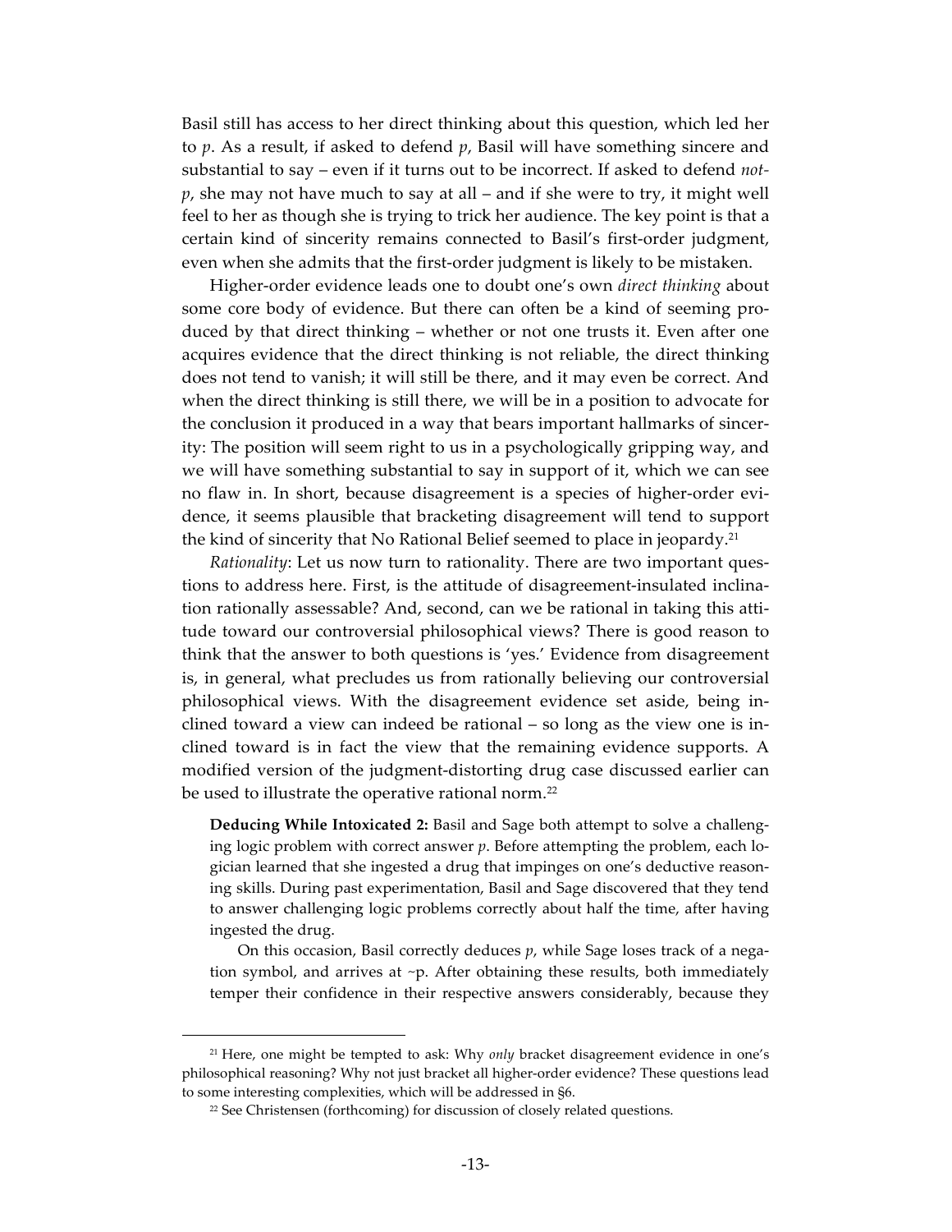Basil still has access to her direct thinking about this question, which led her to *p*. As a result, if asked to defend *p*, Basil will have something sincere and substantial to say – even if it turns out to be incorrect. If asked to defend *not-p*, she may not have much to say at all – and if she were to try, it might well feel to her as though she is trying to trick her audience. The key point is that a certain kind of sincerity remains connected to Basil's first-order judgment, even when she admits that the first-order judgment is likely to be mistaken.

Higher-order evidence leads one to doubt one's own *direct thinking* about some core body of evidence. But there can often be a kind of seeming produced by that direct thinking – whether or not one trusts it. Even after one acquires evidence that the direct thinking is not reliable, the direct thinking does not tend to vanish; it will still be there, and it may even be correct. And when the direct thinking is still there, we will be in a position to advocate for the conclusion it produced in a way that bears important hallmarks of sincerity: The position will seem right to us in a psychologically gripping way, and we will have something substantial to say in support of it, which we can see no flaw in. In short, because disagreement is a species of higher-order evidence, it seems plausible that bracketing disagreement will tend to support the kind of sincerity that No Rational Belief seemed to place in jeopardy.[21]

*Rationality*: Let us now turn to rationality. There are two important questions to address here. First, is the attitude of disagreement-insulated inclination rationally assessable? And, second, can we be rational in taking this attitude toward our controversial philosophical views? There is good reason to think that the answer to both questions is 'yes.' Evidence from disagreement is, in general, what precludes us from rationally believing our controversial philosophical views. With the disagreement evidence set aside, being inclined toward a view can indeed be rational – so long as the view one is inclined toward is in fact the view that the remaining evidence supports. A modified version of the judgment-distorting drug case discussed earlier can be used to illustrate the operative rational norm.[22]

> **Deducing While Intoxicated 2:** Basil and Sage both attempt to solve a challenging logic problem with correct answer *p*. Before attempting the problem, each logician learned that she ingested a drug that impinges on one's deductive reasoning skills. During past experimentation, Basil and Sage discovered that they tend to answer challenging logic problems correctly about half the time, after having ingested the drug.
>
> On this occasion, Basil correctly deduces *p*, while Sage loses track of a negation symbol, and arrives at ~p. After obtaining these results, both immediately temper their confidence in their respective answers considerably, because they

---

[21] Here, one might be tempted to ask: Why *only* bracket disagreement evidence in one's philosophical reasoning? Why not just bracket all higher-order evidence? These questions lead to some interesting complexities, which will be addressed in §6.

[22] See Christensen (forthcoming) for discussion of closely related questions.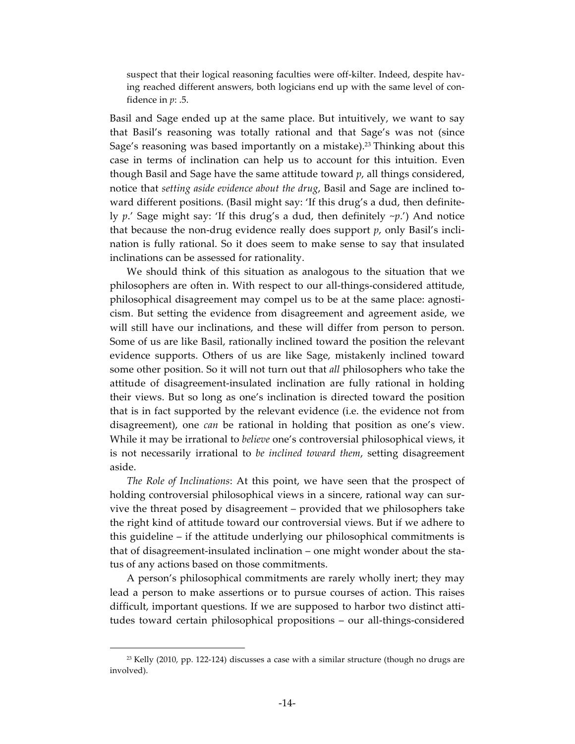suspect that their logical reasoning faculties were off-kilter. Indeed, despite having reached different answers, both logicians end up with the same level of confidence in *p*: .5.

Basil and Sage ended up at the same place. But intuitively, we want to say that Basil's reasoning was totally rational and that Sage's was not (since Sage's reasoning was based importantly on a mistake).[23] Thinking about this case in terms of inclination can help us to account for this intuition. Even though Basil and Sage have the same attitude toward *p*, all things considered, notice that *setting aside evidence about the drug*, Basil and Sage are inclined toward different positions. (Basil might say: 'If this drug's a dud, then definitely *p*.' Sage might say: 'If this drug's a dud, then definitely ~*p*.') And notice that because the non-drug evidence really does support *p*, only Basil's inclination is fully rational. So it does seem to make sense to say that insulated inclinations can be assessed for rationality.

We should think of this situation as analogous to the situation that we philosophers are often in. With respect to our all-things-considered attitude, philosophical disagreement may compel us to be at the same place: agnosticism. But setting the evidence from disagreement and agreement aside, we will still have our inclinations, and these will differ from person to person. Some of us are like Basil, rationally inclined toward the position the relevant evidence supports. Others of us are like Sage, mistakenly inclined toward some other position. So it will not turn out that *all* philosophers who take the attitude of disagreement-insulated inclination are fully rational in holding their views. But so long as one's inclination is directed toward the position that is in fact supported by the relevant evidence (i.e. the evidence not from disagreement), one *can* be rational in holding that position as one's view. While it may be irrational to *believe* one's controversial philosophical views, it is not necessarily irrational to *be inclined toward them*, setting disagreement aside.

*The Role of Inclinations*: At this point, we have seen that the prospect of holding controversial philosophical views in a sincere, rational way can survive the threat posed by disagreement – provided that we philosophers take the right kind of attitude toward our controversial views. But if we adhere to this guideline – if the attitude underlying our philosophical commitments is that of disagreement-insulated inclination – one might wonder about the status of any actions based on those commitments.

A person's philosophical commitments are rarely wholly inert; they may lead a person to make assertions or to pursue courses of action. This raises difficult, important questions. If we are supposed to harbor two distinct attitudes toward certain philosophical propositions – our all-things-considered

[23] Kelly (2010, pp. 122-124) discusses a case with a similar structure (though no drugs are involved).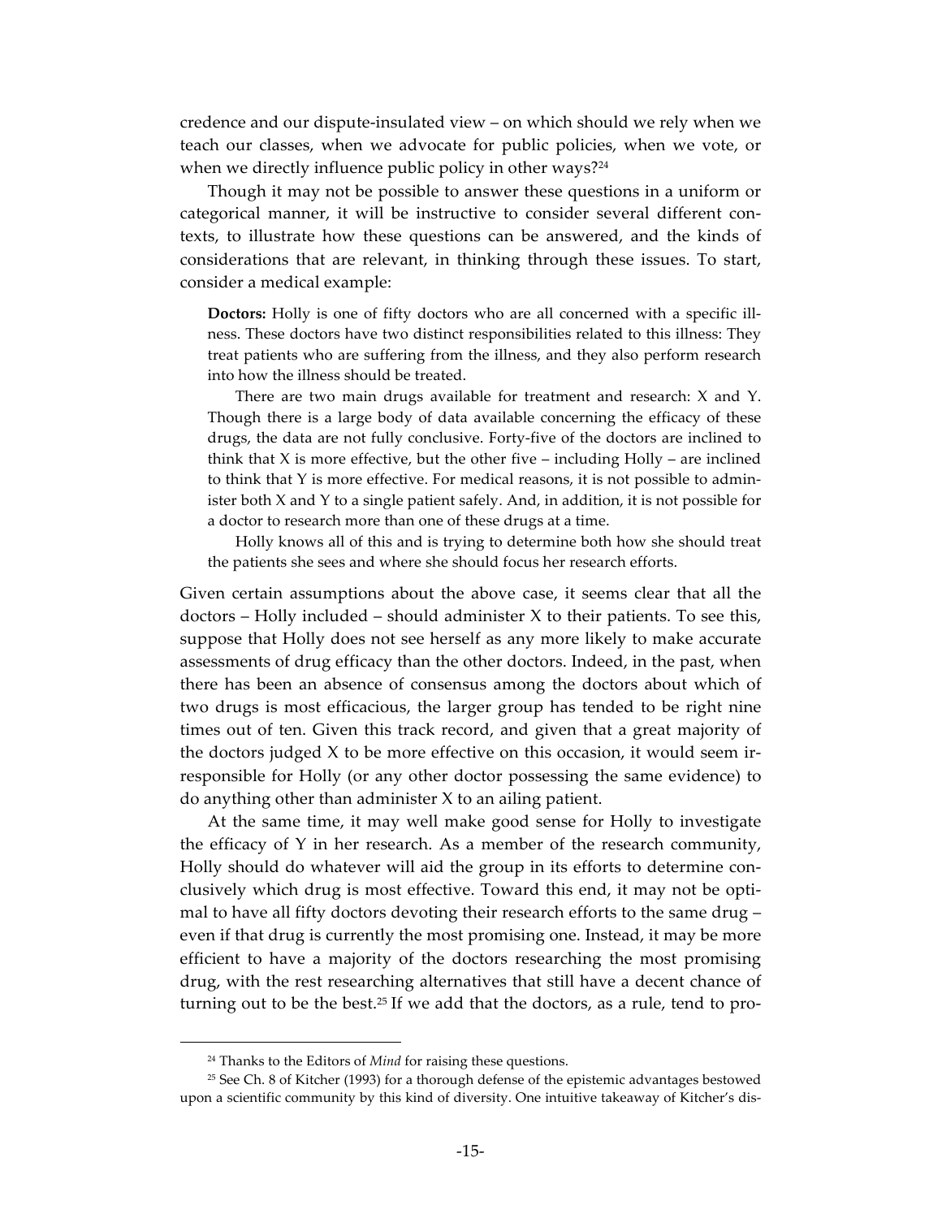credence and our dispute-insulated view – on which should we rely when we teach our classes, when we advocate for public policies, when we vote, or when we directly influence public policy in other ways?[24]

Though it may not be possible to answer these questions in a uniform or categorical manner, it will be instructive to consider several different contexts, to illustrate how these questions can be answered, and the kinds of considerations that are relevant, in thinking through these issues. To start, consider a medical example:

> **Doctors:** Holly is one of fifty doctors who are all concerned with a specific illness. These doctors have two distinct responsibilities related to this illness: They treat patients who are suffering from the illness, and they also perform research into how the illness should be treated.
>
> There are two main drugs available for treatment and research: X and Y. Though there is a large body of data available concerning the efficacy of these drugs, the data are not fully conclusive. Forty-five of the doctors are inclined to think that X is more effective, but the other five – including Holly – are inclined to think that Y is more effective. For medical reasons, it is not possible to administer both X and Y to a single patient safely. And, in addition, it is not possible for a doctor to research more than one of these drugs at a time.
>
> Holly knows all of this and is trying to determine both how she should treat the patients she sees and where she should focus her research efforts.

Given certain assumptions about the above case, it seems clear that all the doctors – Holly included – should administer X to their patients. To see this, suppose that Holly does not see herself as any more likely to make accurate assessments of drug efficacy than the other doctors. Indeed, in the past, when there has been an absence of consensus among the doctors about which of two drugs is most efficacious, the larger group has tended to be right nine times out of ten. Given this track record, and given that a great majority of the doctors judged X to be more effective on this occasion, it would seem irresponsible for Holly (or any other doctor possessing the same evidence) to do anything other than administer X to an ailing patient.

At the same time, it may well make good sense for Holly to investigate the efficacy of Y in her research. As a member of the research community, Holly should do whatever will aid the group in its efforts to determine conclusively which drug is most effective. Toward this end, it may not be optimal to have all fifty doctors devoting their research efforts to the same drug – even if that drug is currently the most promising one. Instead, it may be more efficient to have a majority of the doctors researching the most promising drug, with the rest researching alternatives that still have a decent chance of turning out to be the best.[25] If we add that the doctors, as a rule, tend to pro-

---

[24] Thanks to the Editors of *Mind* for raising these questions.

[25] See Ch. 8 of Kitcher (1993) for a thorough defense of the epistemic advantages bestowed upon a scientific community by this kind of diversity. One intuitive takeaway of Kitcher's dis-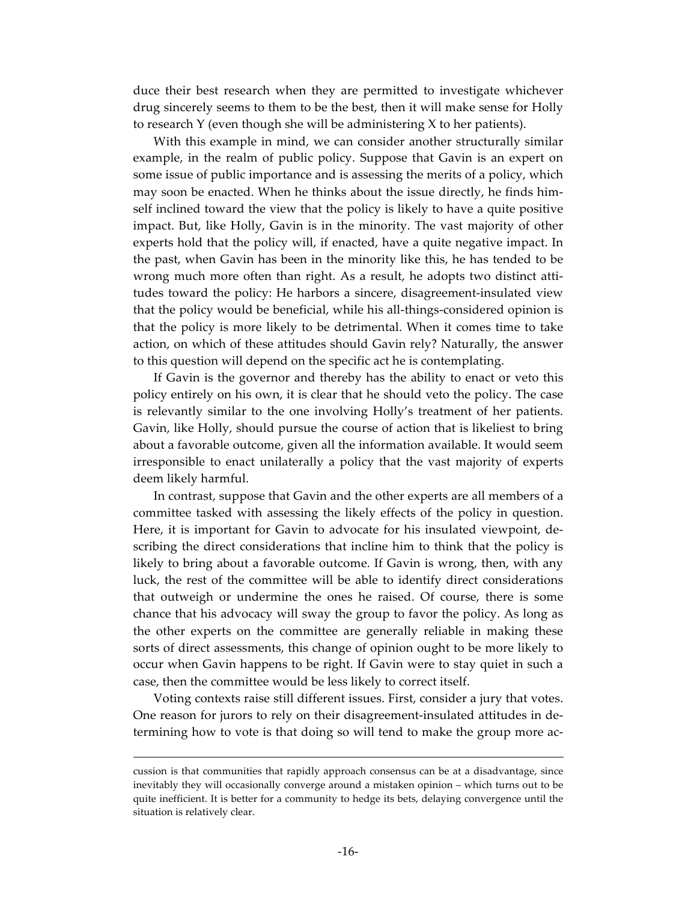duce their best research when they are permitted to investigate whichever drug sincerely seems to them to be the best, then it will make sense for Holly to research Y (even though she will be administering X to her patients).

With this example in mind, we can consider another structurally similar example, in the realm of public policy. Suppose that Gavin is an expert on some issue of public importance and is assessing the merits of a policy, which may soon be enacted. When he thinks about the issue directly, he finds himself inclined toward the view that the policy is likely to have a quite positive impact. But, like Holly, Gavin is in the minority. The vast majority of other experts hold that the policy will, if enacted, have a quite negative impact. In the past, when Gavin has been in the minority like this, he has tended to be wrong much more often than right. As a result, he adopts two distinct attitudes toward the policy: He harbors a sincere, disagreement-insulated view that the policy would be beneficial, while his all-things-considered opinion is that the policy is more likely to be detrimental. When it comes time to take action, on which of these attitudes should Gavin rely? Naturally, the answer to this question will depend on the specific act he is contemplating.

If Gavin is the governor and thereby has the ability to enact or veto this policy entirely on his own, it is clear that he should veto the policy. The case is relevantly similar to the one involving Holly's treatment of her patients. Gavin, like Holly, should pursue the course of action that is likeliest to bring about a favorable outcome, given all the information available. It would seem irresponsible to enact unilaterally a policy that the vast majority of experts deem likely harmful.

In contrast, suppose that Gavin and the other experts are all members of a committee tasked with assessing the likely effects of the policy in question. Here, it is important for Gavin to advocate for his insulated viewpoint, describing the direct considerations that incline him to think that the policy is likely to bring about a favorable outcome. If Gavin is wrong, then, with any luck, the rest of the committee will be able to identify direct considerations that outweigh or undermine the ones he raised. Of course, there is some chance that his advocacy will sway the group to favor the policy. As long as the other experts on the committee are generally reliable in making these sorts of direct assessments, this change of opinion ought to be more likely to occur when Gavin happens to be right. If Gavin were to stay quiet in such a case, then the committee would be less likely to correct itself.

Voting contexts raise still different issues. First, consider a jury that votes. One reason for jurors to rely on their disagreement-insulated attitudes in determining how to vote is that doing so will tend to make the group more ac-

---

cussion is that communities that rapidly approach consensus can be at a disadvantage, since inevitably they will occasionally converge around a mistaken opinion – which turns out to be quite inefficient. It is better for a community to hedge its bets, delaying convergence until the situation is relatively clear.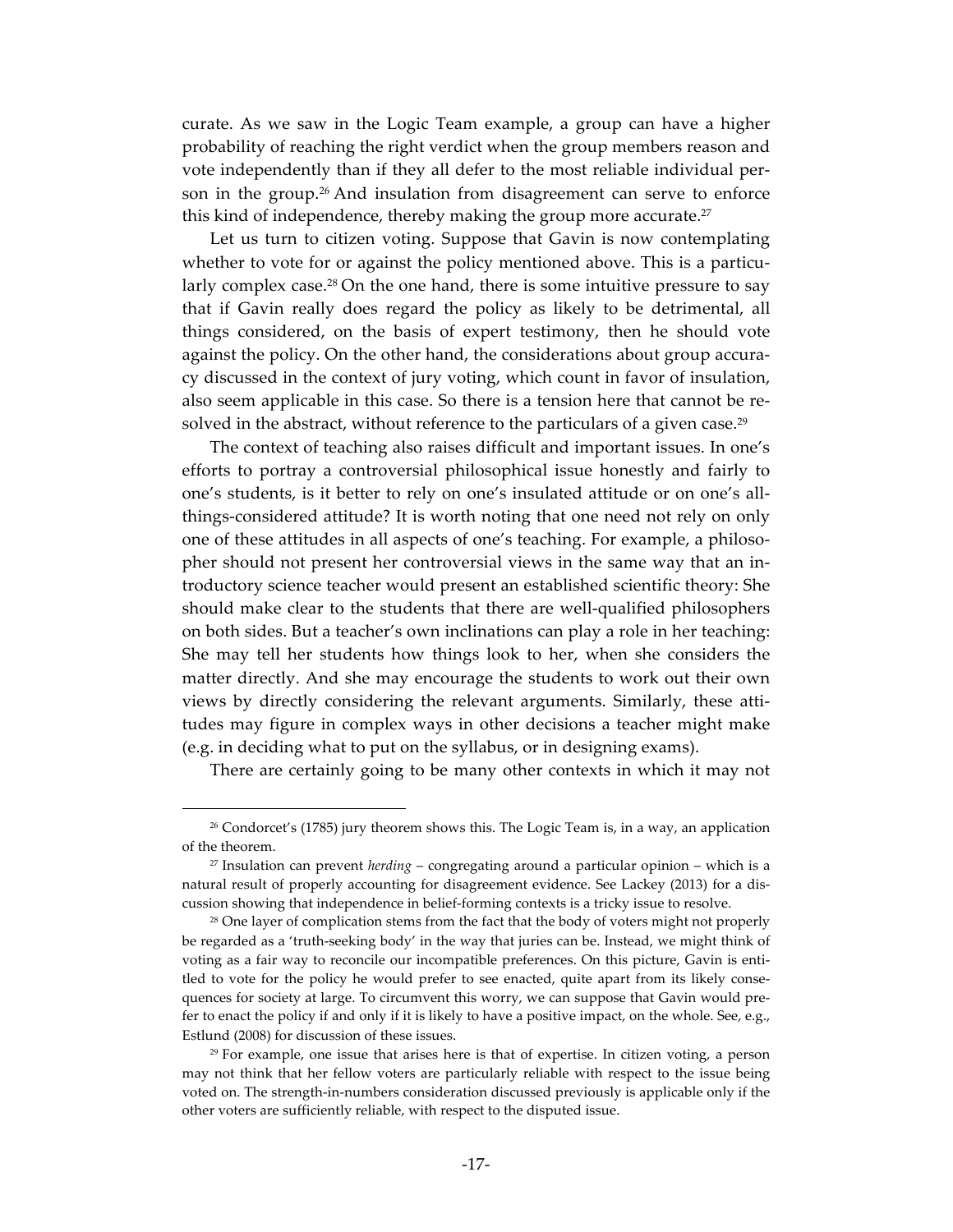curate. As we saw in the Logic Team example, a group can have a higher probability of reaching the right verdict when the group members reason and vote independently than if they all defer to the most reliable individual person in the group.[26] And insulation from disagreement can serve to enforce this kind of independence, thereby making the group more accurate.[27]

Let us turn to citizen voting. Suppose that Gavin is now contemplating whether to vote for or against the policy mentioned above. This is a particularly complex case.[28] On the one hand, there is some intuitive pressure to say that if Gavin really does regard the policy as likely to be detrimental, all things considered, on the basis of expert testimony, then he should vote against the policy. On the other hand, the considerations about group accuracy discussed in the context of jury voting, which count in favor of insulation, also seem applicable in this case. So there is a tension here that cannot be resolved in the abstract, without reference to the particulars of a given case.[29]

The context of teaching also raises difficult and important issues. In one's efforts to portray a controversial philosophical issue honestly and fairly to one's students, is it better to rely on one's insulated attitude or on one's all-things-considered attitude? It is worth noting that one need not rely on only one of these attitudes in all aspects of one's teaching. For example, a philosopher should not present her controversial views in the same way that an introductory science teacher would present an established scientific theory: She should make clear to the students that there are well-qualified philosophers on both sides. But a teacher's own inclinations can play a role in her teaching: She may tell her students how things look to her, when she considers the matter directly. And she may encourage the students to work out their own views by directly considering the relevant arguments. Similarly, these attitudes may figure in complex ways in other decisions a teacher might make (e.g. in deciding what to put on the syllabus, or in designing exams).

There are certainly going to be many other contexts in which it may not

---

[26] Condorcet's (1785) jury theorem shows this. The Logic Team is, in a way, an application of the theorem.

[27] Insulation can prevent *herding* – congregating around a particular opinion – which is a natural result of properly accounting for disagreement evidence. See Lackey (2013) for a discussion showing that independence in belief-forming contexts is a tricky issue to resolve.

[28] One layer of complication stems from the fact that the body of voters might not properly be regarded as a 'truth-seeking body' in the way that juries can be. Instead, we might think of voting as a fair way to reconcile our incompatible preferences. On this picture, Gavin is entitled to vote for the policy he would prefer to see enacted, quite apart from its likely consequences for society at large. To circumvent this worry, we can suppose that Gavin would prefer to enact the policy if and only if it is likely to have a positive impact, on the whole. See, e.g., Estlund (2008) for discussion of these issues.

[29] For example, one issue that arises here is that of expertise. In citizen voting, a person may not think that her fellow voters are particularly reliable with respect to the issue being voted on. The strength-in-numbers consideration discussed previously is applicable only if the other voters are sufficiently reliable, with respect to the disputed issue.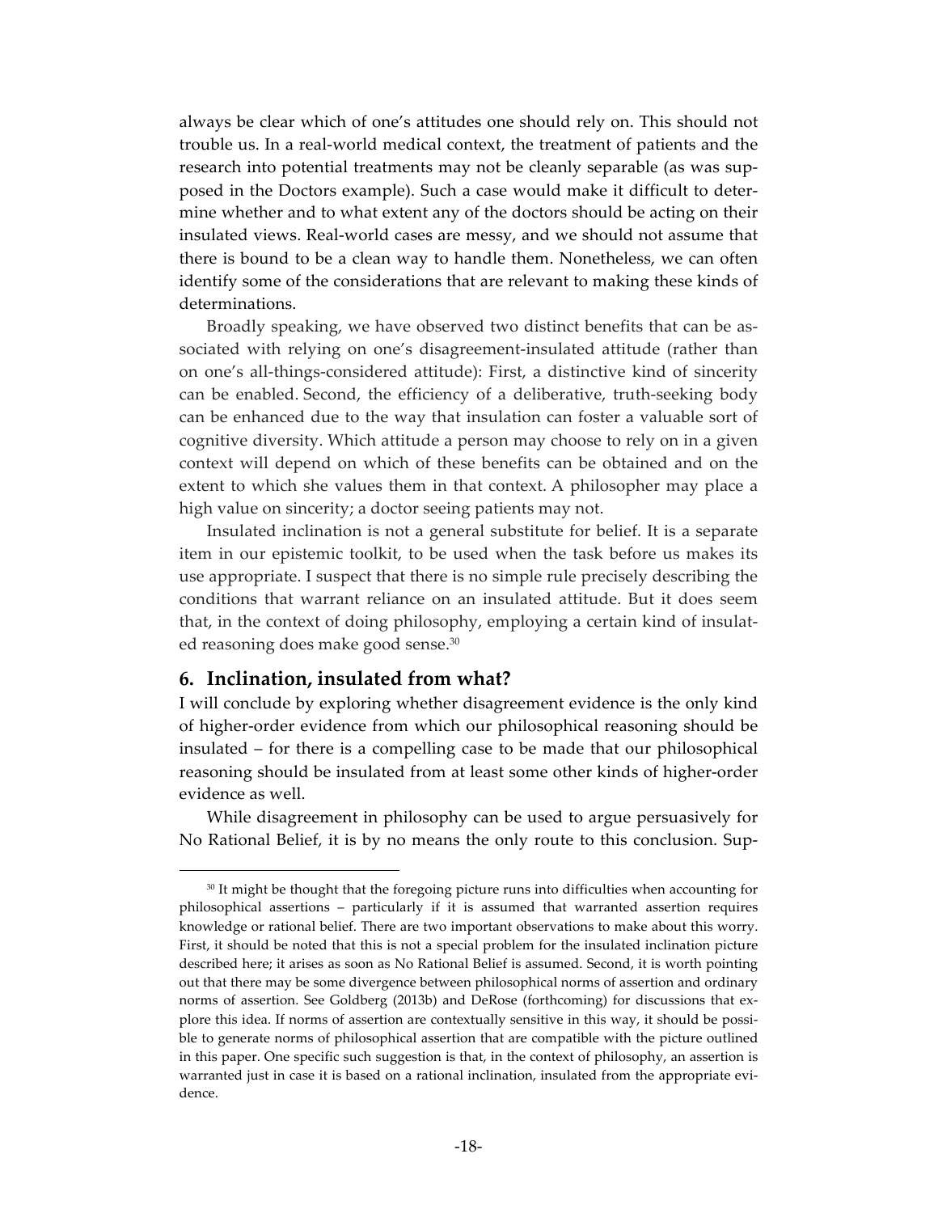always be clear which of one's attitudes one should rely on. This should not trouble us. In a real-world medical context, the treatment of patients and the research into potential treatments may not be cleanly separable (as was supposed in the Doctors example). Such a case would make it difficult to determine whether and to what extent any of the doctors should be acting on their insulated views. Real-world cases are messy, and we should not assume that there is bound to be a clean way to handle them. Nonetheless, we can often identify some of the considerations that are relevant to making these kinds of determinations.

Broadly speaking, we have observed two distinct benefits that can be associated with relying on one's disagreement-insulated attitude (rather than on one's all-things-considered attitude): First, a distinctive kind of sincerity can be enabled. Second, the efficiency of a deliberative, truth-seeking body can be enhanced due to the way that insulation can foster a valuable sort of cognitive diversity. Which attitude a person may choose to rely on in a given context will depend on which of these benefits can be obtained and on the extent to which she values them in that context. A philosopher may place a high value on sincerity; a doctor seeing patients may not.

Insulated inclination is not a general substitute for belief. It is a separate item in our epistemic toolkit, to be used when the task before us makes its use appropriate. I suspect that there is no simple rule precisely describing the conditions that warrant reliance on an insulated attitude. But it does seem that, in the context of doing philosophy, employing a certain kind of insulated reasoning does make good sense.[30]

## 6. Inclination, insulated from what?

I will conclude by exploring whether disagreement evidence is the only kind of higher-order evidence from which our philosophical reasoning should be insulated – for there is a compelling case to be made that our philosophical reasoning should be insulated from at least some other kinds of higher-order evidence as well.

While disagreement in philosophy can be used to argue persuasively for No Rational Belief, it is by no means the only route to this conclusion. Sup-

[30] It might be thought that the foregoing picture runs into difficulties when accounting for philosophical assertions – particularly if it is assumed that warranted assertion requires knowledge or rational belief. There are two important observations to make about this worry. First, it should be noted that this is not a special problem for the insulated inclination picture described here; it arises as soon as No Rational Belief is assumed. Second, it is worth pointing out that there may be some divergence between philosophical norms of assertion and ordinary norms of assertion. See Goldberg (2013b) and DeRose (forthcoming) for discussions that explore this idea. If norms of assertion are contextually sensitive in this way, it should be possible to generate norms of philosophical assertion that are compatible with the picture outlined in this paper. One specific such suggestion is that, in the context of philosophy, an assertion is warranted just in case it is based on a rational inclination, insulated from the appropriate evidence.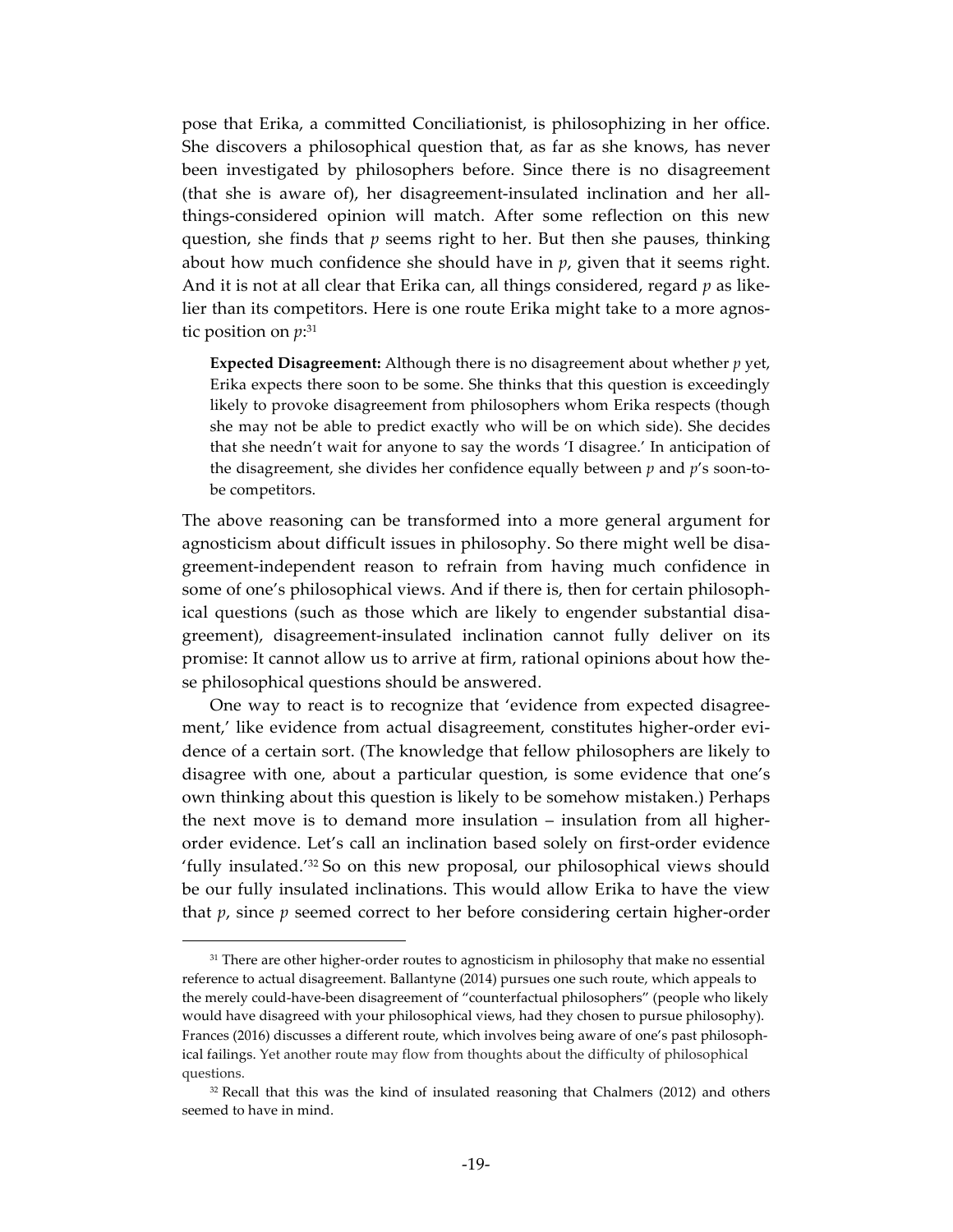pose that Erika, a committed Conciliationist, is philosophizing in her office. She discovers a philosophical question that, as far as she knows, has never been investigated by philosophers before. Since there is no disagreement (that she is aware of), her disagreement-insulated inclination and her all-things-considered opinion will match. After some reflection on this new question, she finds that *p* seems right to her. But then she pauses, thinking about how much confidence she should have in *p*, given that it seems right. And it is not at all clear that Erika can, all things considered, regard *p* as likelier than its competitors. Here is one route Erika might take to a more agnostic position on *p*:[31]

> **Expected Disagreement:** Although there is no disagreement about whether *p* yet, Erika expects there soon to be some. She thinks that this question is exceedingly likely to provoke disagreement from philosophers whom Erika respects (though she may not be able to predict exactly who will be on which side). She decides that she needn't wait for anyone to say the words 'I disagree.' In anticipation of the disagreement, she divides her confidence equally between *p* and *p*'s soon-to-be competitors.

The above reasoning can be transformed into a more general argument for agnosticism about difficult issues in philosophy. So there might well be disagreement-independent reason to refrain from having much confidence in some of one's philosophical views. And if there is, then for certain philosophical questions (such as those which are likely to engender substantial disagreement), disagreement-insulated inclination cannot fully deliver on its promise: It cannot allow us to arrive at firm, rational opinions about how these philosophical questions should be answered.

One way to react is to recognize that 'evidence from expected disagreement,' like evidence from actual disagreement, constitutes higher-order evidence of a certain sort. (The knowledge that fellow philosophers are likely to disagree with one, about a particular question, is some evidence that one's own thinking about this question is likely to be somehow mistaken.) Perhaps the next move is to demand more insulation – insulation from all higher-order evidence. Let's call an inclination based solely on first-order evidence 'fully insulated.'[32] So on this new proposal, our philosophical views should be our fully insulated inclinations. This would allow Erika to have the view that *p*, since *p* seemed correct to her before considering certain higher-order

---

[31] There are other higher-order routes to agnosticism in philosophy that make no essential reference to actual disagreement. Ballantyne (2014) pursues one such route, which appeals to the merely could-have-been disagreement of "counterfactual philosophers" (people who likely would have disagreed with your philosophical views, had they chosen to pursue philosophy). Frances (2016) discusses a different route, which involves being aware of one's past philosophical failings. Yet another route may flow from thoughts about the difficulty of philosophical questions.

[32] Recall that this was the kind of insulated reasoning that Chalmers (2012) and others seemed to have in mind.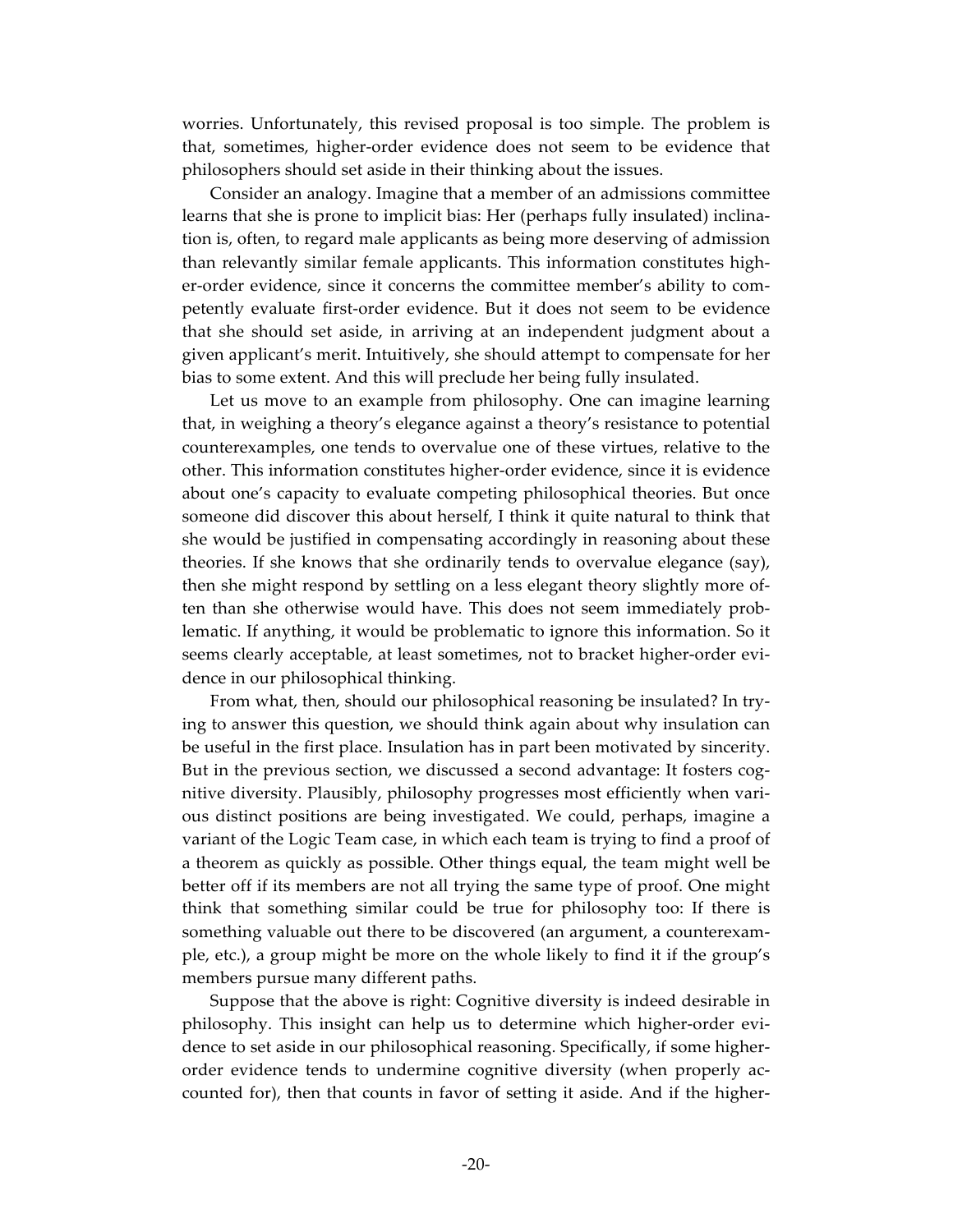worries. Unfortunately, this revised proposal is too simple. The problem is that, sometimes, higher-order evidence does not seem to be evidence that philosophers should set aside in their thinking about the issues.

Consider an analogy. Imagine that a member of an admissions committee learns that she is prone to implicit bias: Her (perhaps fully insulated) inclination is, often, to regard male applicants as being more deserving of admission than relevantly similar female applicants. This information constitutes higher-order evidence, since it concerns the committee member's ability to competently evaluate first-order evidence. But it does not seem to be evidence that she should set aside, in arriving at an independent judgment about a given applicant's merit. Intuitively, she should attempt to compensate for her bias to some extent. And this will preclude her being fully insulated.

Let us move to an example from philosophy. One can imagine learning that, in weighing a theory's elegance against a theory's resistance to potential counterexamples, one tends to overvalue one of these virtues, relative to the other. This information constitutes higher-order evidence, since it is evidence about one's capacity to evaluate competing philosophical theories. But once someone did discover this about herself, I think it quite natural to think that she would be justified in compensating accordingly in reasoning about these theories. If she knows that she ordinarily tends to overvalue elegance (say), then she might respond by settling on a less elegant theory slightly more often than she otherwise would have. This does not seem immediately problematic. If anything, it would be problematic to ignore this information. So it seems clearly acceptable, at least sometimes, not to bracket higher-order evidence in our philosophical thinking.

From what, then, should our philosophical reasoning be insulated? In trying to answer this question, we should think again about why insulation can be useful in the first place. Insulation has in part been motivated by sincerity. But in the previous section, we discussed a second advantage: It fosters cognitive diversity. Plausibly, philosophy progresses most efficiently when various distinct positions are being investigated. We could, perhaps, imagine a variant of the Logic Team case, in which each team is trying to find a proof of a theorem as quickly as possible. Other things equal, the team might well be better off if its members are not all trying the same type of proof. One might think that something similar could be true for philosophy too: If there is something valuable out there to be discovered (an argument, a counterexample, etc.), a group might be more on the whole likely to find it if the group's members pursue many different paths.

Suppose that the above is right: Cognitive diversity is indeed desirable in philosophy. This insight can help us to determine which higher-order evidence to set aside in our philosophical reasoning. Specifically, if some higher-order evidence tends to undermine cognitive diversity (when properly accounted for), then that counts in favor of setting it aside. And if the higher-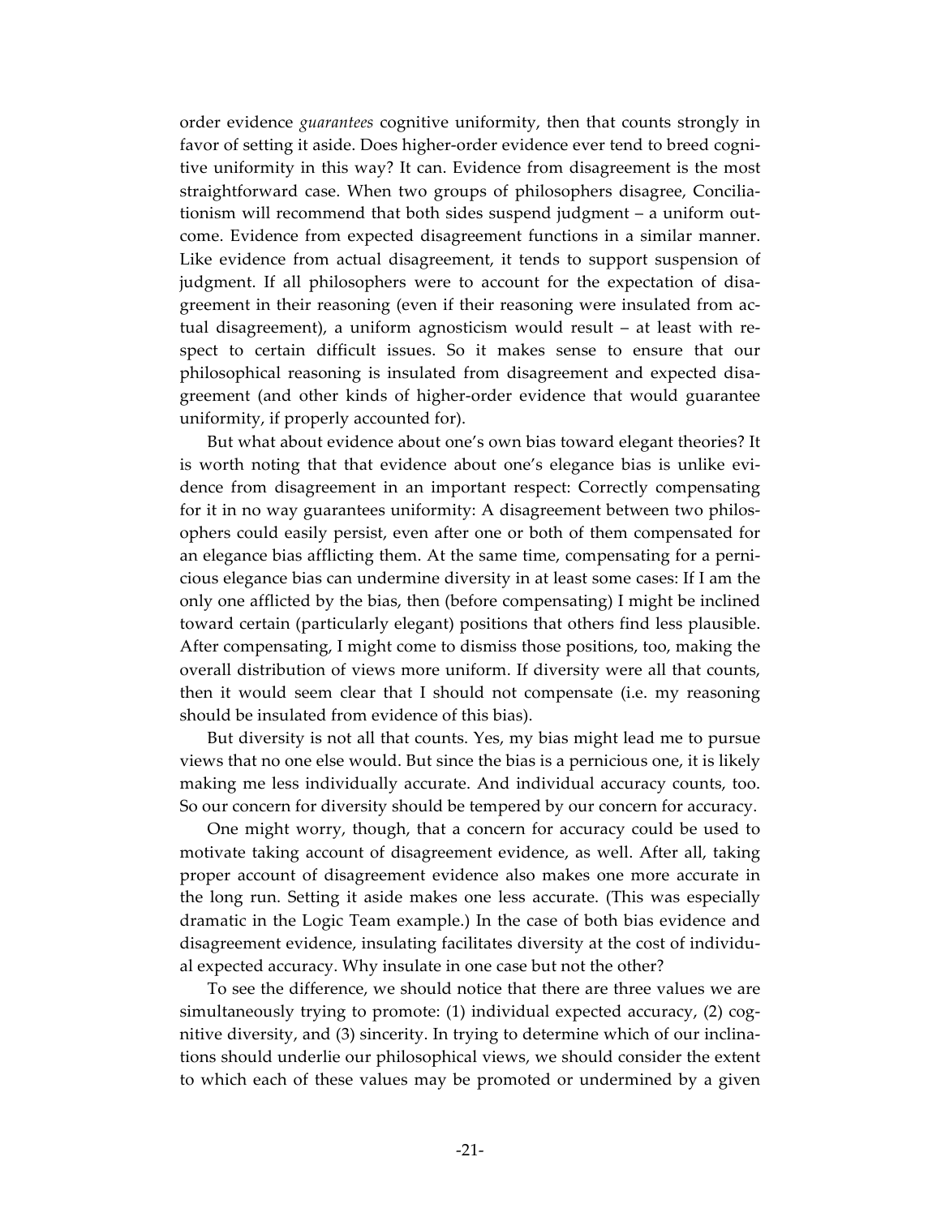order evidence *guarantees* cognitive uniformity, then that counts strongly in favor of setting it aside. Does higher-order evidence ever tend to breed cognitive uniformity in this way? It can. Evidence from disagreement is the most straightforward case. When two groups of philosophers disagree, Conciliationism will recommend that both sides suspend judgment – a uniform outcome. Evidence from expected disagreement functions in a similar manner. Like evidence from actual disagreement, it tends to support suspension of judgment. If all philosophers were to account for the expectation of disagreement in their reasoning (even if their reasoning were insulated from actual disagreement), a uniform agnosticism would result – at least with respect to certain difficult issues. So it makes sense to ensure that our philosophical reasoning is insulated from disagreement and expected disagreement (and other kinds of higher-order evidence that would guarantee uniformity, if properly accounted for).

But what about evidence about one's own bias toward elegant theories? It is worth noting that that evidence about one's elegance bias is unlike evidence from disagreement in an important respect: Correctly compensating for it in no way guarantees uniformity: A disagreement between two philosophers could easily persist, even after one or both of them compensated for an elegance bias afflicting them. At the same time, compensating for a pernicious elegance bias can undermine diversity in at least some cases: If I am the only one afflicted by the bias, then (before compensating) I might be inclined toward certain (particularly elegant) positions that others find less plausible. After compensating, I might come to dismiss those positions, too, making the overall distribution of views more uniform. If diversity were all that counts, then it would seem clear that I should not compensate (i.e. my reasoning should be insulated from evidence of this bias).

But diversity is not all that counts. Yes, my bias might lead me to pursue views that no one else would. But since the bias is a pernicious one, it is likely making me less individually accurate. And individual accuracy counts, too. So our concern for diversity should be tempered by our concern for accuracy.

One might worry, though, that a concern for accuracy could be used to motivate taking account of disagreement evidence, as well. After all, taking proper account of disagreement evidence also makes one more accurate in the long run. Setting it aside makes one less accurate. (This was especially dramatic in the Logic Team example.) In the case of both bias evidence and disagreement evidence, insulating facilitates diversity at the cost of individual expected accuracy. Why insulate in one case but not the other?

To see the difference, we should notice that there are three values we are simultaneously trying to promote: (1) individual expected accuracy, (2) cognitive diversity, and (3) sincerity. In trying to determine which of our inclinations should underlie our philosophical views, we should consider the extent to which each of these values may be promoted or undermined by a given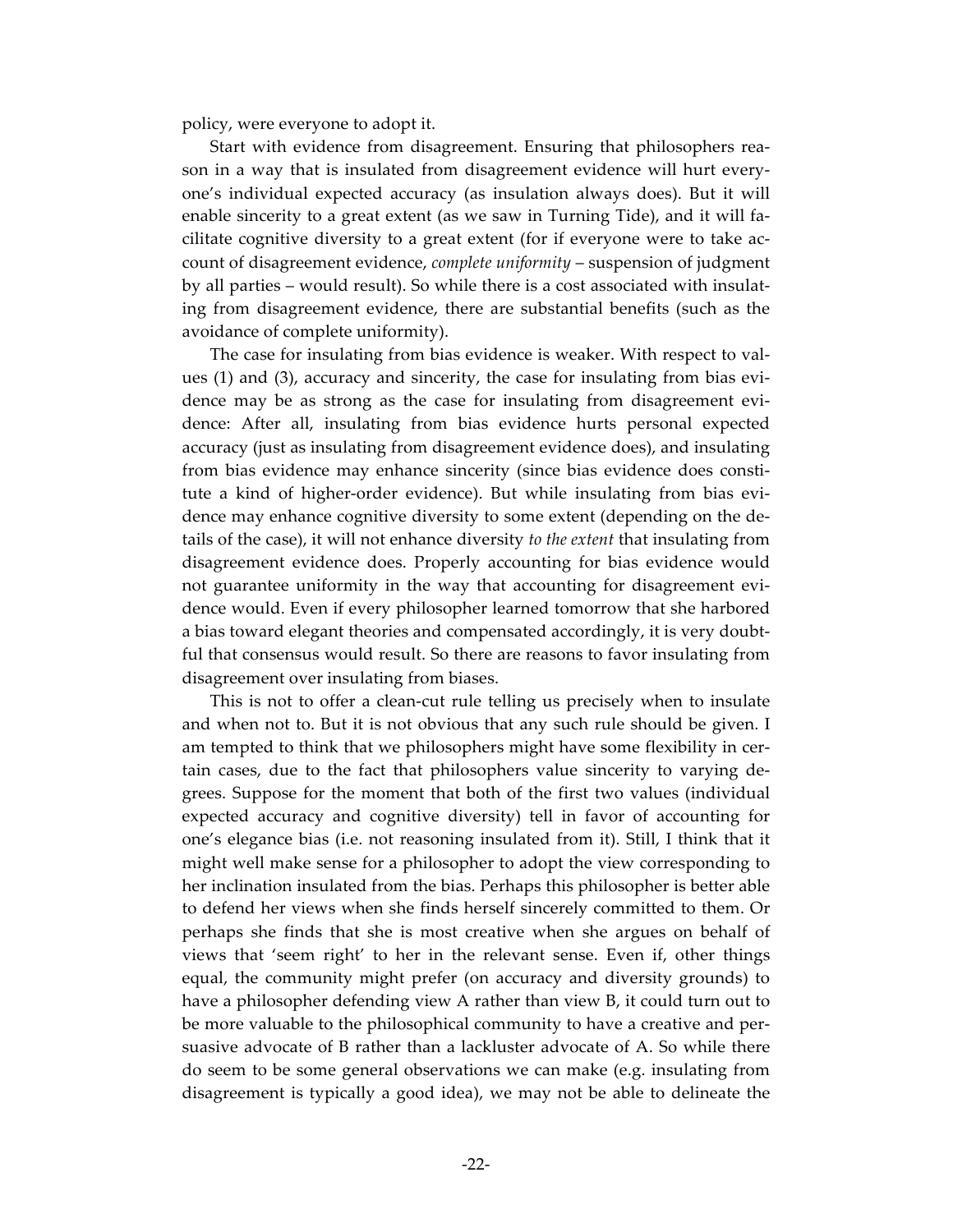policy, were everyone to adopt it.

Start with evidence from disagreement. Ensuring that philosophers reason in a way that is insulated from disagreement evidence will hurt everyone's individual expected accuracy (as insulation always does). But it will enable sincerity to a great extent (as we saw in Turning Tide), and it will facilitate cognitive diversity to a great extent (for if everyone were to take account of disagreement evidence, *complete uniformity* – suspension of judgment by all parties – would result). So while there is a cost associated with insulating from disagreement evidence, there are substantial benefits (such as the avoidance of complete uniformity).

The case for insulating from bias evidence is weaker. With respect to values (1) and (3), accuracy and sincerity, the case for insulating from bias evidence may be as strong as the case for insulating from disagreement evidence: After all, insulating from bias evidence hurts personal expected accuracy (just as insulating from disagreement evidence does), and insulating from bias evidence may enhance sincerity (since bias evidence does constitute a kind of higher-order evidence). But while insulating from bias evidence may enhance cognitive diversity to some extent (depending on the details of the case), it will not enhance diversity *to the extent* that insulating from disagreement evidence does. Properly accounting for bias evidence would not guarantee uniformity in the way that accounting for disagreement evidence would. Even if every philosopher learned tomorrow that she harbored a bias toward elegant theories and compensated accordingly, it is very doubtful that consensus would result. So there are reasons to favor insulating from disagreement over insulating from biases.

This is not to offer a clean-cut rule telling us precisely when to insulate and when not to. But it is not obvious that any such rule should be given. I am tempted to think that we philosophers might have some flexibility in certain cases, due to the fact that philosophers value sincerity to varying degrees. Suppose for the moment that both of the first two values (individual expected accuracy and cognitive diversity) tell in favor of accounting for one's elegance bias (i.e. not reasoning insulated from it). Still, I think that it might well make sense for a philosopher to adopt the view corresponding to her inclination insulated from the bias. Perhaps this philosopher is better able to defend her views when she finds herself sincerely committed to them. Or perhaps she finds that she is most creative when she argues on behalf of views that 'seem right' to her in the relevant sense. Even if, other things equal, the community might prefer (on accuracy and diversity grounds) to have a philosopher defending view A rather than view B, it could turn out to be more valuable to the philosophical community to have a creative and persuasive advocate of B rather than a lackluster advocate of A. So while there do seem to be some general observations we can make (e.g. insulating from disagreement is typically a good idea), we may not be able to delineate the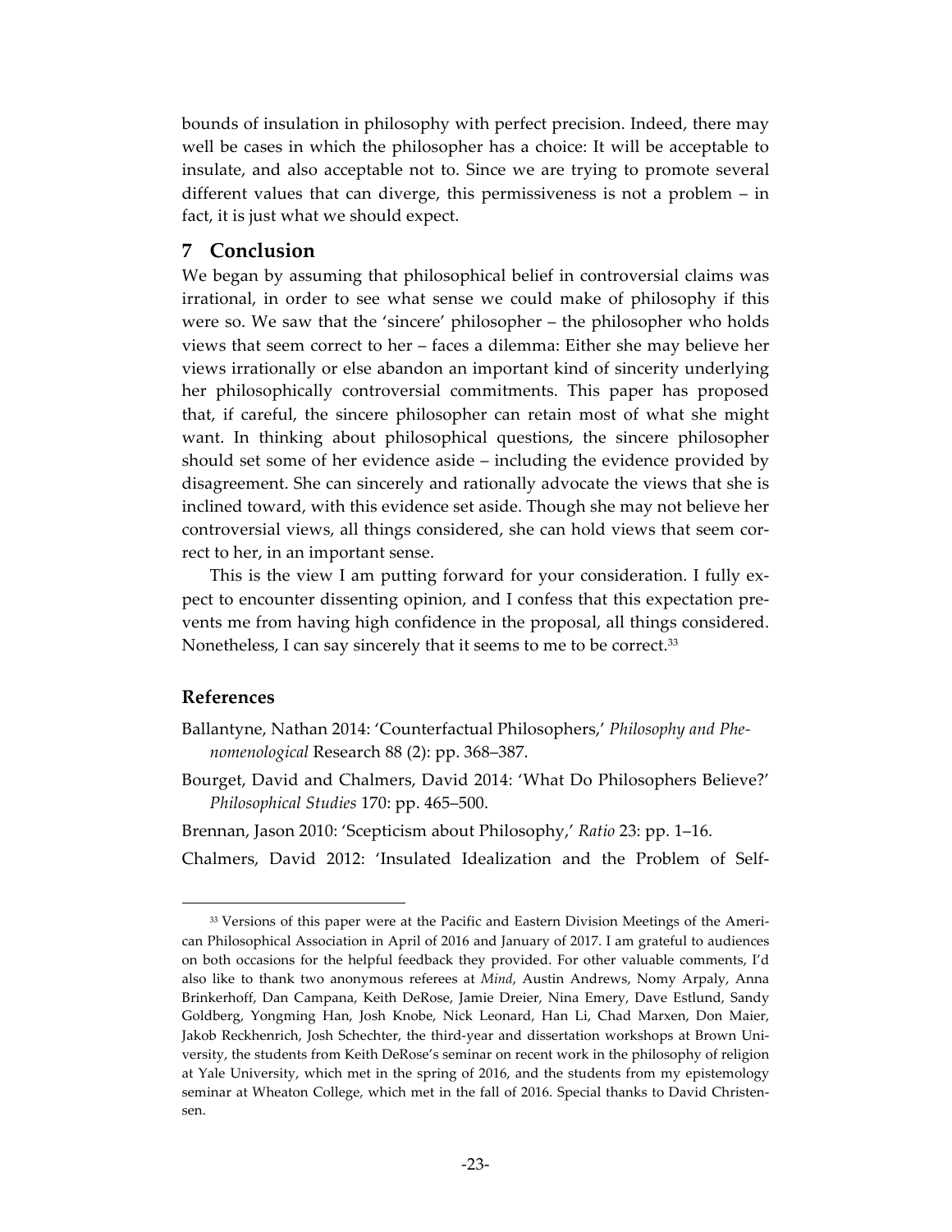bounds of insulation in philosophy with perfect precision. Indeed, there may well be cases in which the philosopher has a choice: It will be acceptable to insulate, and also acceptable not to. Since we are trying to promote several different values that can diverge, this permissiveness is not a problem – in fact, it is just what we should expect.

## 7 Conclusion

We began by assuming that philosophical belief in controversial claims was irrational, in order to see what sense we could make of philosophy if this were so. We saw that the 'sincere' philosopher – the philosopher who holds views that seem correct to her – faces a dilemma: Either she may believe her views irrationally or else abandon an important kind of sincerity underlying her philosophically controversial commitments. This paper has proposed that, if careful, the sincere philosopher can retain most of what she might want. In thinking about philosophical questions, the sincere philosopher should set some of her evidence aside – including the evidence provided by disagreement. She can sincerely and rationally advocate the views that she is inclined toward, with this evidence set aside. Though she may not believe her controversial views, all things considered, she can hold views that seem correct to her, in an important sense.

This is the view I am putting forward for your consideration. I fully expect to encounter dissenting opinion, and I confess that this expectation prevents me from having high confidence in the proposal, all things considered. Nonetheless, I can say sincerely that it seems to me to be correct.[33]

### References

Ballantyne, Nathan 2014: 'Counterfactual Philosophers,' *Philosophy and Phenomenological* Research 88 (2): pp. 368–387.

Bourget, David and Chalmers, David 2014: 'What Do Philosophers Believe?' *Philosophical Studies* 170: pp. 465–500.

Brennan, Jason 2010: 'Scepticism about Philosophy,' *Ratio* 23: pp. 1–16.

Chalmers, David 2012: 'Insulated Idealization and the Problem of Self-

---

[33] Versions of this paper were at the Pacific and Eastern Division Meetings of the American Philosophical Association in April of 2016 and January of 2017. I am grateful to audiences on both occasions for the helpful feedback they provided. For other valuable comments, I'd also like to thank two anonymous referees at *Mind*, Austin Andrews, Nomy Arpaly, Anna Brinkerhoff, Dan Campana, Keith DeRose, Jamie Dreier, Nina Emery, Dave Estlund, Sandy Goldberg, Yongming Han, Josh Knobe, Nick Leonard, Han Li, Chad Marxen, Don Maier, Jakob Reckhenrich, Josh Schechter, the third-year and dissertation workshops at Brown University, the students from Keith DeRose's seminar on recent work in the philosophy of religion at Yale University, which met in the spring of 2016, and the students from my epistemology seminar at Wheaton College, which met in the fall of 2016. Special thanks to David Christensen.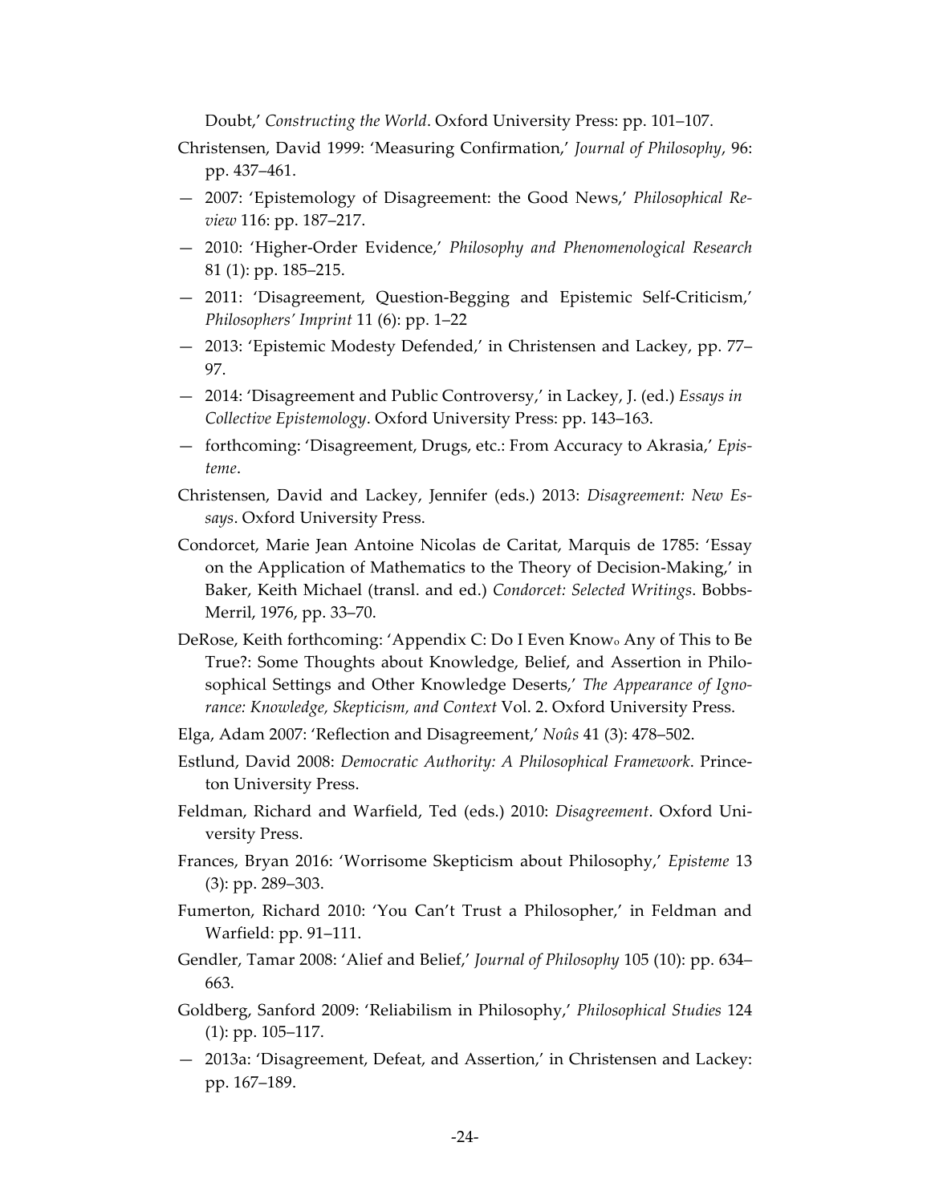Doubt,' *Constructing the World*. Oxford University Press: pp. 101–107.

Christensen, David 1999: 'Measuring Confirmation,' *Journal of Philosophy*, 96: pp. 437–461.

— 2007: 'Epistemology of Disagreement: the Good News,' *Philosophical Review* 116: pp. 187–217.

— 2010: 'Higher-Order Evidence,' *Philosophy and Phenomenological Research* 81 (1): pp. 185–215.

— 2011: 'Disagreement, Question-Begging and Epistemic Self-Criticism,' *Philosophers' Imprint* 11 (6): pp. 1–22

— 2013: 'Epistemic Modesty Defended,' in Christensen and Lackey, pp. 77–97.

— 2014: 'Disagreement and Public Controversy,' in Lackey, J. (ed.) *Essays in Collective Epistemology*. Oxford University Press: pp. 143–163.

— forthcoming: 'Disagreement, Drugs, etc.: From Accuracy to Akrasia,' *Episteme*.

Christensen, David and Lackey, Jennifer (eds.) 2013: *Disagreement: New Essays*. Oxford University Press.

Condorcet, Marie Jean Antoine Nicolas de Caritat, Marquis de 1785: 'Essay on the Application of Mathematics to the Theory of Decision-Making,' in Baker, Keith Michael (transl. and ed.) *Condorcet: Selected Writings*. Bobbs-Merril, 1976, pp. 33–70.

DeRose, Keith forthcoming: 'Appendix C: Do I Even Know$_o$ Any of This to Be True?: Some Thoughts about Knowledge, Belief, and Assertion in Philosophical Settings and Other Knowledge Deserts,' *The Appearance of Ignorance: Knowledge, Skepticism, and Context* Vol. 2. Oxford University Press.

Elga, Adam 2007: 'Reflection and Disagreement,' *Noûs* 41 (3): 478–502.

Estlund, David 2008: *Democratic Authority: A Philosophical Framework*. Princeton University Press.

Feldman, Richard and Warfield, Ted (eds.) 2010: *Disagreement*. Oxford University Press.

Frances, Bryan 2016: 'Worrisome Skepticism about Philosophy,' *Episteme* 13 (3): pp. 289–303.

Fumerton, Richard 2010: 'You Can't Trust a Philosopher,' in Feldman and Warfield: pp. 91–111.

Gendler, Tamar 2008: 'Alief and Belief,' *Journal of Philosophy* 105 (10): pp. 634–663.

Goldberg, Sanford 2009: 'Reliabilism in Philosophy,' *Philosophical Studies* 124 (1): pp. 105–117.

— 2013a: 'Disagreement, Defeat, and Assertion,' in Christensen and Lackey: pp. 167–189.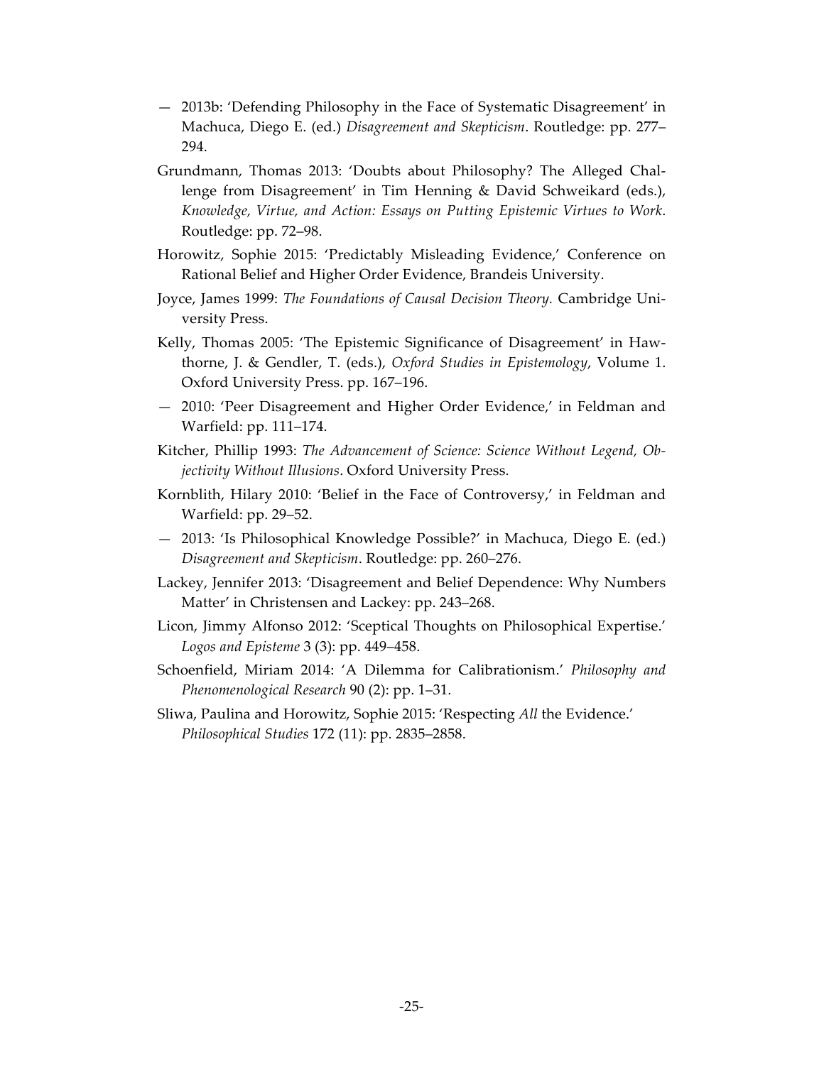— 2013b: 'Defending Philosophy in the Face of Systematic Disagreement' in Machuca, Diego E. (ed.) *Disagreement and Skepticism*. Routledge: pp. 277–294.

Grundmann, Thomas 2013: 'Doubts about Philosophy? The Alleged Challenge from Disagreement' in Tim Henning & David Schweikard (eds.), *Knowledge, Virtue, and Action: Essays on Putting Epistemic Virtues to Work*. Routledge: pp. 72–98.

Horowitz, Sophie 2015: 'Predictably Misleading Evidence,' Conference on Rational Belief and Higher Order Evidence, Brandeis University.

Joyce, James 1999: *The Foundations of Causal Decision Theory.* Cambridge University Press.

Kelly, Thomas 2005: 'The Epistemic Significance of Disagreement' in Hawthorne, J. & Gendler, T. (eds.), *Oxford Studies in Epistemology*, Volume 1. Oxford University Press. pp. 167–196.

— 2010: 'Peer Disagreement and Higher Order Evidence,' in Feldman and Warfield: pp. 111–174.

Kitcher, Phillip 1993: *The Advancement of Science: Science Without Legend, Objectivity Without Illusions*. Oxford University Press.

Kornblith, Hilary 2010: 'Belief in the Face of Controversy,' in Feldman and Warfield: pp. 29–52.

— 2013: 'Is Philosophical Knowledge Possible?' in Machuca, Diego E. (ed.) *Disagreement and Skepticism*. Routledge: pp. 260–276.

Lackey, Jennifer 2013: 'Disagreement and Belief Dependence: Why Numbers Matter' in Christensen and Lackey: pp. 243–268.

Licon, Jimmy Alfonso 2012: 'Sceptical Thoughts on Philosophical Expertise.' *Logos and Episteme* 3 (3): pp. 449–458.

Schoenfield, Miriam 2014: 'A Dilemma for Calibrationism.' *Philosophy and Phenomenological Research* 90 (2): pp. 1–31.

Sliwa, Paulina and Horowitz, Sophie 2015: 'Respecting *All* the Evidence.' *Philosophical Studies* 172 (11): pp. 2835–2858.